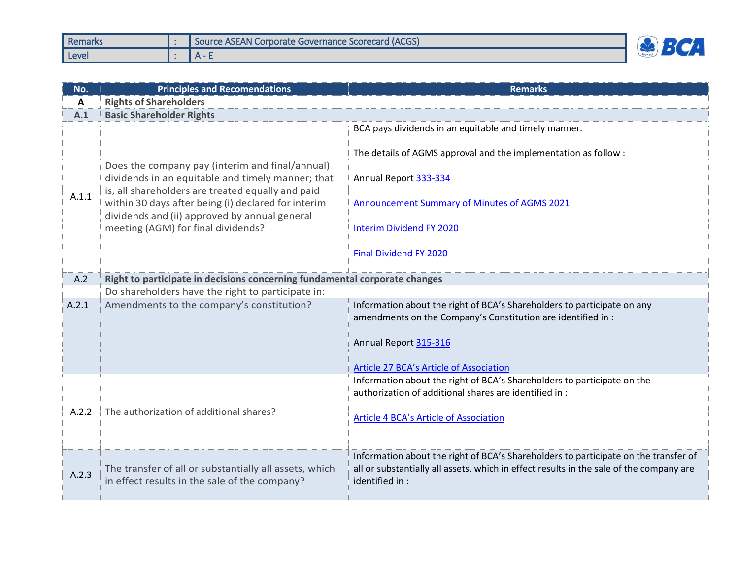| Remarks | : | Source ASEAN Corporate Governance Scorecard (ACGS) |
|---|---|---|
| Level | : | A - E |

| No. | Principles and Recomendations | Remarks |
|---|---|---|
| **A** | **Rights of Shareholders** | |
| **A.1** | **Basic Shareholder Rights** | |
| A.1.1 | Does the company pay (interim and final/annual) dividends in an equitable and timely manner; that is, all shareholders are treated equally and paid within 30 days after being (i) declared for interim dividends and (ii) approved by annual general meeting (AGM) for final dividends? | BCA pays dividends in an equitable and timely manner.<br><br>The details of AGMS approval and the implementation as follow :<br><br>Annual Report 333-334<br><br>Announcement Summary of Minutes of AGMS 2021<br><br>Interim Dividend FY 2020<br><br>Final Dividend FY 2020 |
| A.2 | **Right to participate in decisions concerning fundamental corporate changes** | |
| | Do shareholders have the right to participate in: | |
| A.2.1 | Amendments to the company's constitution? | Information about the right of BCA's Shareholders to participate on any amendments on the Company's Constitution are identified in :<br><br>Annual Report 315-316<br><br>Article 27 BCA's Article of Association |
| A.2.2 | The authorization of additional shares? | Information about the right of BCA's Shareholders to participate on the authorization of additional shares are identified in :<br><br>Article 4 BCA's Article of Association |
| A.2.3 | The transfer of all or substantially all assets, which in effect results in the sale of the company? | Information about the right of BCA's Shareholders to participate on the transfer of all or substantially all assets, which in effect results in the sale of the company are identified in : |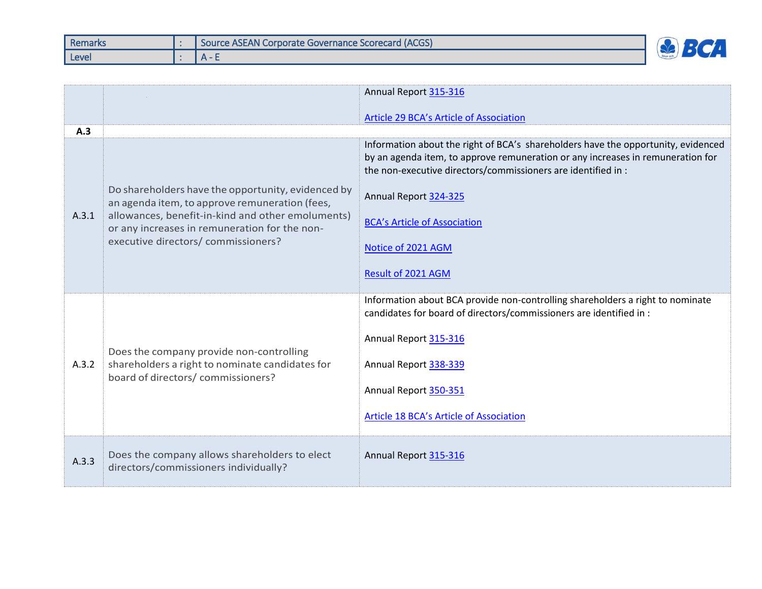| Remarks | : | Source ASEAN Corporate Governance Scorecard (ACGS) |
|---|---|---|
| Level | : | A - E |

| | | |
|---|---|---|
| | | Annual Report 315-316<br><br>Article 29 BCA's Article of Association |
| **A.3** | | |
| A.3.1 | Do shareholders have the opportunity, evidenced by an agenda item, to approve remuneration (fees, allowances, benefit-in-kind and other emoluments) or any increases in remuneration for the non-executive directors/ commissioners? | Information about the right of BCA's shareholders have the opportunity, evidenced by an agenda item, to approve remuneration or any increases in remuneration for the non-executive directors/commissioners are identified in :<br><br>Annual Report 324-325<br><br>BCA's Article of Association<br><br>Notice of 2021 AGM<br><br>Result of 2021 AGM |
| A.3.2 | Does the company provide non-controlling shareholders a right to nominate candidates for board of directors/ commissioners? | Information about BCA provide non-controlling shareholders a right to nominate candidates for board of directors/commissioners are identified in :<br><br>Annual Report 315-316<br><br>Annual Report 338-339<br><br>Annual Report 350-351<br><br>Article 18 BCA's Article of Association |
| A.3.3 | Does the company allows shareholders to elect directors/commissioners individually? | Annual Report 315-316 |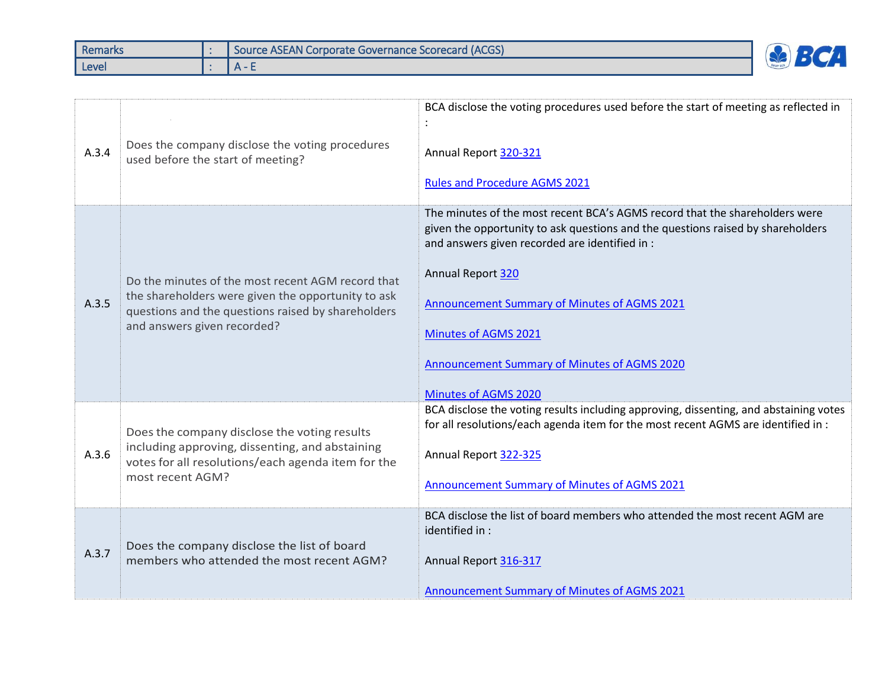| Remarks | : | Source ASEAN Corporate Governance Scorecard (ACGS) |
| --- | --- | --- |
| Level | : | A - E |

| | | |
| --- | --- | --- |
| A.3.4 | Does the company disclose the voting procedures used before the start of meeting? | BCA disclose the voting procedures used before the start of meeting as reflected in :<br><br>Annual Report 320-321<br><br>Rules and Procedure AGMS 2021 |
| A.3.5 | Do the minutes of the most recent AGM record that the shareholders were given the opportunity to ask questions and the questions raised by shareholders and answers given recorded? | The minutes of the most recent BCA's AGMS record that the shareholders were given the opportunity to ask questions and the questions raised by shareholders and answers given recorded are identified in :<br><br>Annual Report 320<br><br>Announcement Summary of Minutes of AGMS 2021<br><br>Minutes of AGMS 2021<br><br>Announcement Summary of Minutes of AGMS 2020<br><br>Minutes of AGMS 2020 |
| A.3.6 | Does the company disclose the voting results including approving, dissenting, and abstaining votes for all resolutions/each agenda item for the most recent AGM? | BCA disclose the voting results including approving, dissenting, and abstaining votes for all resolutions/each agenda item for the most recent AGMS are identified in :<br><br>Annual Report 322-325<br><br>Announcement Summary of Minutes of AGMS 2021 |
| A.3.7 | Does the company disclose the list of board members who attended the most recent AGM? | BCA disclose the list of board members who attended the most recent AGM are identified in :<br><br>Annual Report 316-317<br><br>Announcement Summary of Minutes of AGMS 2021 |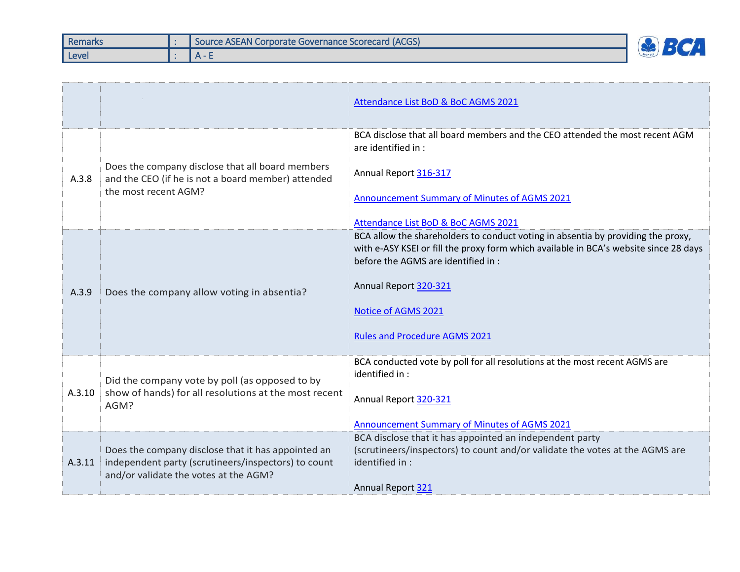| Remarks | : | Source ASEAN Corporate Governance Scorecard (ACGS) |
|---|---|---|
| Level | : | A - E |

| | | |
|---|---|---|
| | | Attendance List BoD & BoC AGMS 2021 |
| A.3.8 | Does the company disclose that all board members and the CEO (if he is not a board member) attended the most recent AGM? | BCA disclose that all board members and the CEO attended the most recent AGM are identified in :<br><br>Annual Report 316-317<br><br>Announcement Summary of Minutes of AGMS 2021<br><br>Attendance List BoD & BoC AGMS 2021 |
| A.3.9 | Does the company allow voting in absentia? | BCA allow the shareholders to conduct voting in absentia by providing the proxy, with e-ASY KSEI or fill the proxy form which available in BCA's website since 28 days before the AGMS are identified in :<br><br>Annual Report 320-321<br><br>Notice of AGMS 2021<br><br>Rules and Procedure AGMS 2021 |
| A.3.10 | Did the company vote by poll (as opposed to by show of hands) for all resolutions at the most recent AGM? | BCA conducted vote by poll for all resolutions at the most recent AGMS are identified in :<br><br>Annual Report 320-321<br><br>Announcement Summary of Minutes of AGMS 2021 |
| A.3.11 | Does the company disclose that it has appointed an independent party (scrutineers/inspectors) to count and/or validate the votes at the AGM? | BCA disclose that it has appointed an independent party (scrutineers/inspectors) to count and/or validate the votes at the AGMS are identified in :<br><br>Annual Report 321 |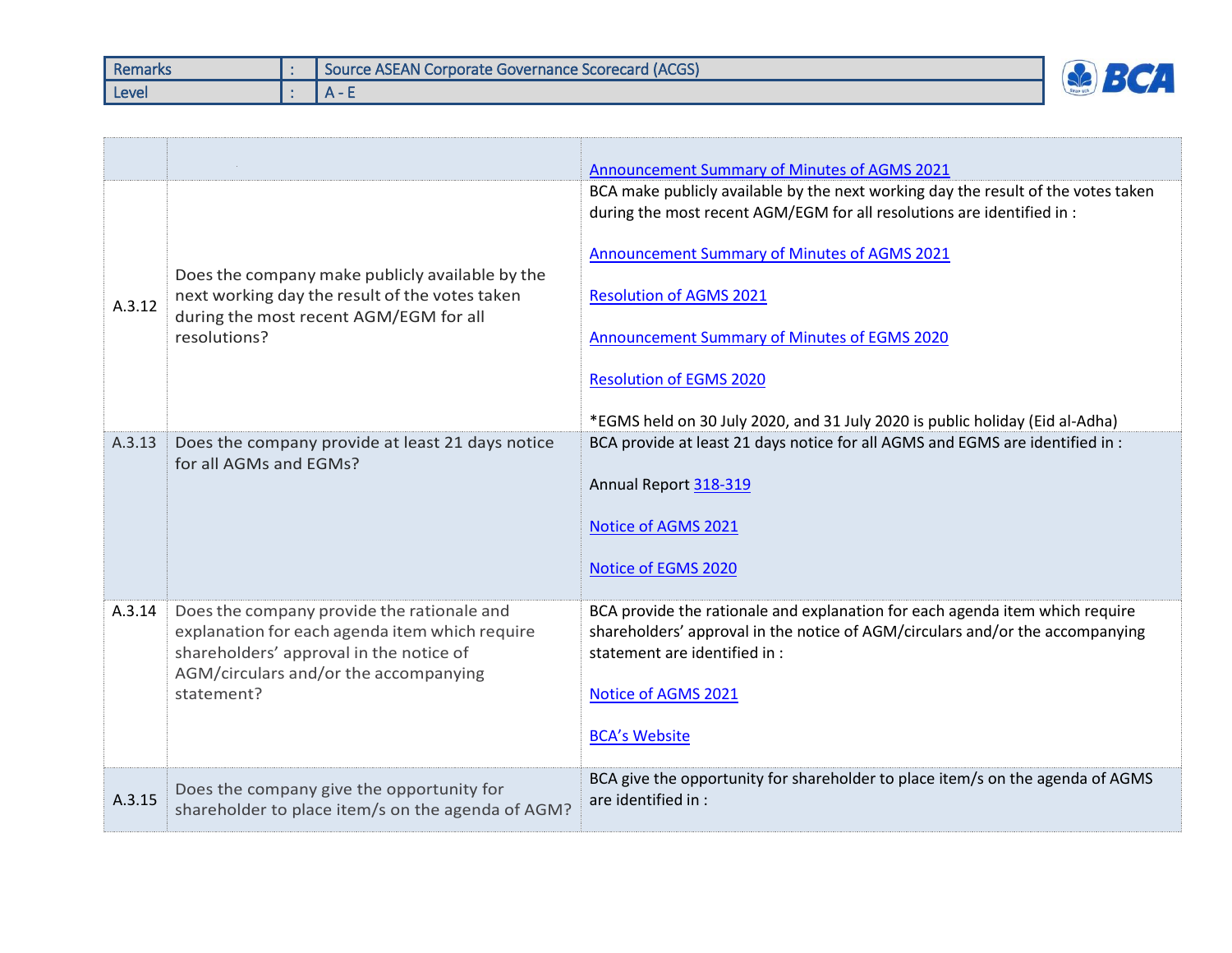| Remarks | : | Source ASEAN Corporate Governance Scorecard (ACGS) |
|---|---|---|
| Level | : | A - E |

| | | |
|---|---|---|
| | | Announcement Summary of Minutes of AGMS 2021 |
| A.3.12 | Does the company make publicly available by the next working day the result of the votes taken during the most recent AGM/EGM for all resolutions? | BCA make publicly available by the next working day the result of the votes taken during the most recent AGM/EGM for all resolutions are identified in :<br><br>Announcement Summary of Minutes of AGMS 2021<br><br>Resolution of AGMS 2021<br><br>Announcement Summary of Minutes of EGMS 2020<br><br>Resolution of EGMS 2020<br><br>*EGMS held on 30 July 2020, and 31 July 2020 is public holiday (Eid al-Adha) |
| A.3.13 | Does the company provide at least 21 days notice for all AGMs and EGMs? | BCA provide at least 21 days notice for all AGMS and EGMS are identified in :<br><br>Annual Report 318-319<br><br>Notice of AGMS 2021<br><br>Notice of EGMS 2020 |
| A.3.14 | Does the company provide the rationale and explanation for each agenda item which require shareholders' approval in the notice of AGM/circulars and/or the accompanying statement? | BCA provide the rationale and explanation for each agenda item which require shareholders' approval in the notice of AGM/circulars and/or the accompanying statement are identified in :<br><br>Notice of AGMS 2021<br><br>BCA's Website |
| A.3.15 | Does the company give the opportunity for shareholder to place item/s on the agenda of AGM? | BCA give the opportunity for shareholder to place item/s on the agenda of AGMS are identified in : |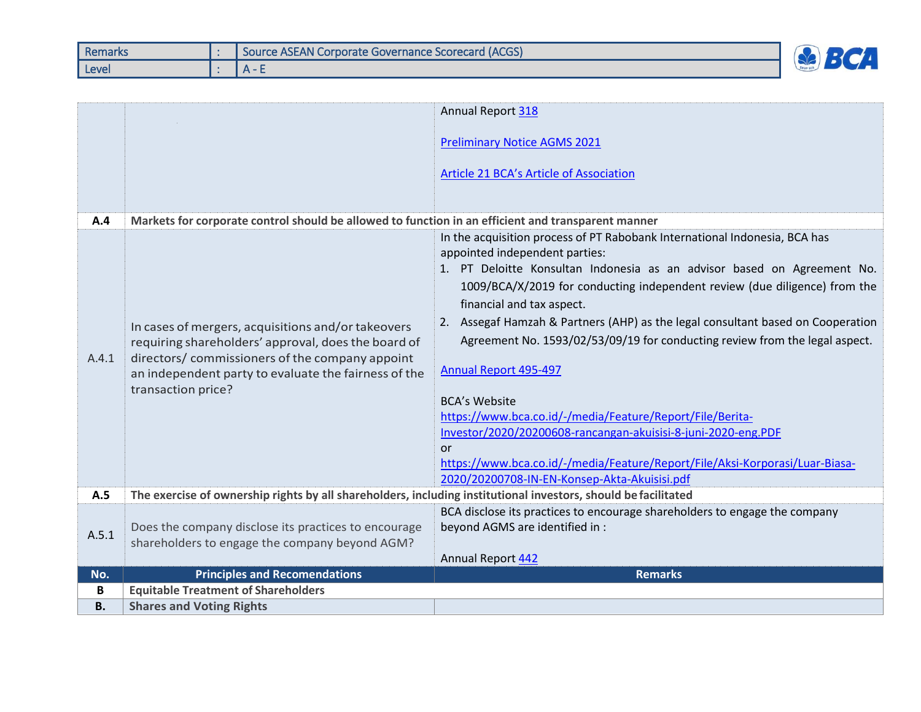| | | |
|---|---|---|
| Remarks | : | Source ASEAN Corporate Governance Scorecard (ACGS) |
| Level | : | A - E |

| | | |
|---|---|---|
| | | Annual Report 318<br><br>Preliminary Notice AGMS 2021<br><br>Article 21 BCA's Article of Association |
| **A.4** | **Markets for corporate control should be allowed to function in an efficient and transparent manner** | |
| A.4.1 | In cases of mergers, acquisitions and/or takeovers requiring shareholders' approval, does the board of directors/ commissioners of the company appoint an independent party to evaluate the fairness of the transaction price? | In the acquisition process of PT Rabobank International Indonesia, BCA has appointed independent parties:<br>1. PT Deloitte Konsultan Indonesia as an advisor based on Agreement No. 1009/BCA/X/2019 for conducting independent review (due diligence) from the financial and tax aspect.<br>2. Assegaf Hamzah & Partners (AHP) as the legal consultant based on Cooperation Agreement No. 1593/02/53/09/19 for conducting review from the legal aspect.<br><br>Annual Report 495-497<br><br>BCA's Website<br>https://www.bca.co.id/-/media/Feature/Report/File/Berita-Investor/2020/20200608-rancangan-akuisisi-8-juni-2020-eng.PDF<br>or<br>https://www.bca.co.id/-/media/Feature/Report/File/Aksi-Korporasi/Luar-Biasa-2020/20200708-IN-EN-Konsep-Akta-Akuisisi.pdf |
| **A.5** | **The exercise of ownership rights by all shareholders, including institutional investors, should be facilitated** | |
| A.5.1 | Does the company disclose its practices to encourage shareholders to engage the company beyond AGM? | BCA disclose its practices to encourage shareholders to engage the company beyond AGMS are identified in :<br><br>Annual Report 442 |
| **No.** | **Principles and Recomendations** | **Remarks** |
| **B** | **Equitable Treatment of Shareholders** | |
| **B.** | **Shares and Voting Rights** | |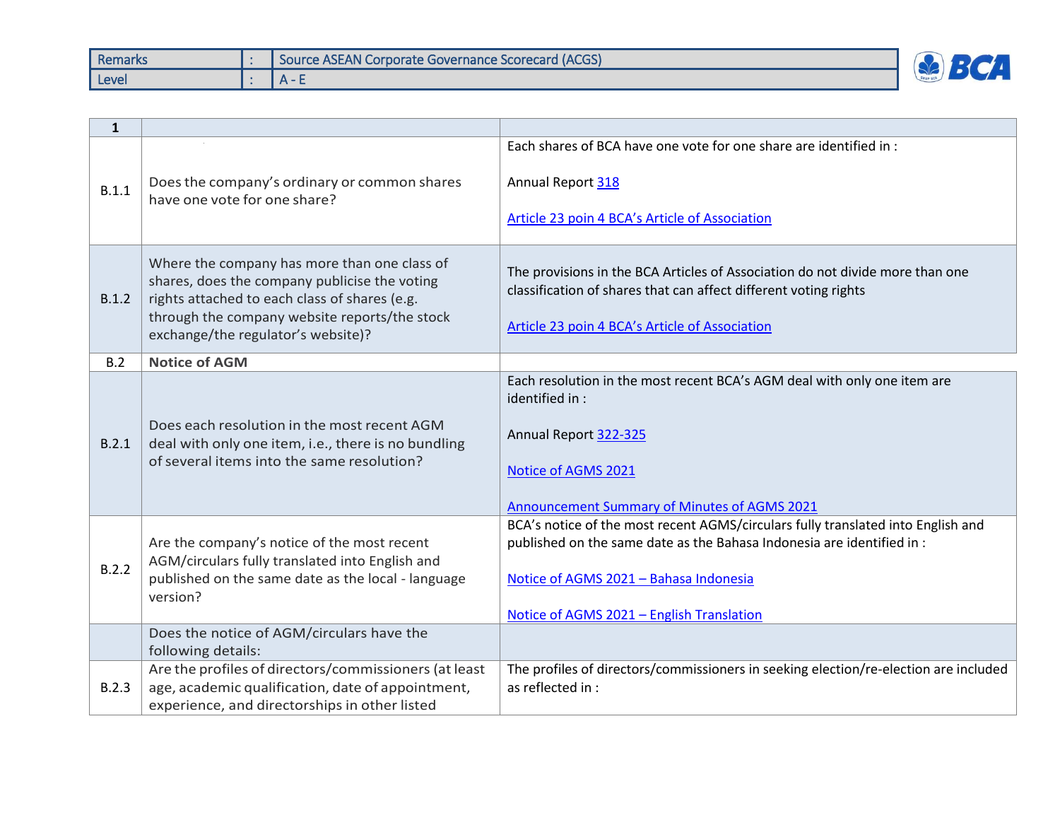| Remarks | : | Source ASEAN Corporate Governance Scorecard (ACGS) |
|---|---|---|
| Level | : | A - E |

| 1 | | |
|---|---|---|
| B.1.1 | Does the company's ordinary or common shares have one vote for one share? | Each shares of BCA have one vote for one share are identified in :<br><br>Annual Report 318<br><br>Article 23 poin 4 BCA's Article of Association |
| B.1.2 | Where the company has more than one class of shares, does the company publicise the voting rights attached to each class of shares (e.g. through the company website reports/the stock exchange/the regulator's website)? | The provisions in the BCA Articles of Association do not divide more than one classification of shares that can affect different voting rights<br><br>Article 23 poin 4 BCA's Article of Association |
| B.2 | **Notice of AGM** | |
| B.2.1 | Does each resolution in the most recent AGM deal with only one item, i.e., there is no bundling of several items into the same resolution? | Each resolution in the most recent BCA's AGM deal with only one item are identified in :<br><br>Annual Report 322-325<br><br>Notice of AGMS 2021<br><br>Announcement Summary of Minutes of AGMS 2021 |
| B.2.2 | Are the company's notice of the most recent AGM/circulars fully translated into English and published on the same date as the local - language version? | BCA's notice of the most recent AGMS/circulars fully translated into English and published on the same date as the Bahasa Indonesia are identified in :<br><br>Notice of AGMS 2021 – Bahasa Indonesia<br><br>Notice of AGMS 2021 – English Translation |
| | Does the notice of AGM/circulars have the following details: | |
| B.2.3 | Are the profiles of directors/commissioners (at least age, academic qualification, date of appointment, experience, and directorships in other listed | The profiles of directors/commissioners in seeking election/re-election are included as reflected in : |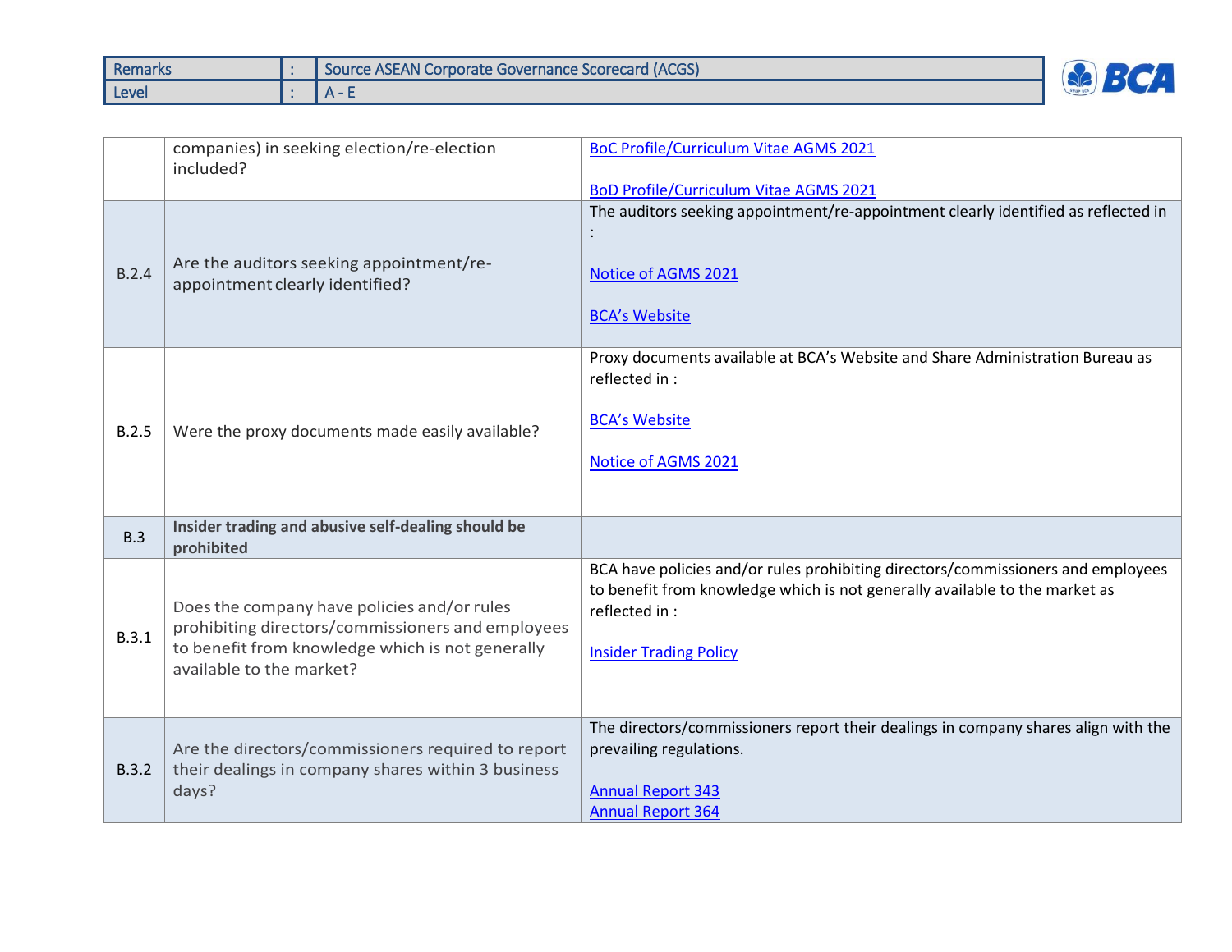| | | |
|---|---|---|
| | companies) in seeking election/re-election included? | BoC Profile/Curriculum Vitae AGMS 2021<br><br>BoD Profile/Curriculum Vitae AGMS 2021 |
| B.2.4 | Are the auditors seeking appointment/re-appointment clearly identified? | The auditors seeking appointment/re-appointment clearly identified as reflected in :<br><br>Notice of AGMS 2021<br><br>BCA's Website |
| B.2.5 | Were the proxy documents made easily available? | Proxy documents available at BCA's Website and Share Administration Bureau as reflected in :<br><br>BCA's Website<br><br>Notice of AGMS 2021 |
| B.3 | **Insider trading and abusive self-dealing should be prohibited** | |
| B.3.1 | Does the company have policies and/or rules prohibiting directors/commissioners and employees to benefit from knowledge which is not generally available to the market? | BCA have policies and/or rules prohibiting directors/commissioners and employees to benefit from knowledge which is not generally available to the market as reflected in :<br><br>Insider Trading Policy |
| B.3.2 | Are the directors/commissioners required to report their dealings in company shares within 3 business days? | The directors/commissioners report their dealings in company shares align with the prevailing regulations.<br><br>Annual Report 343<br>Annual Report 364 |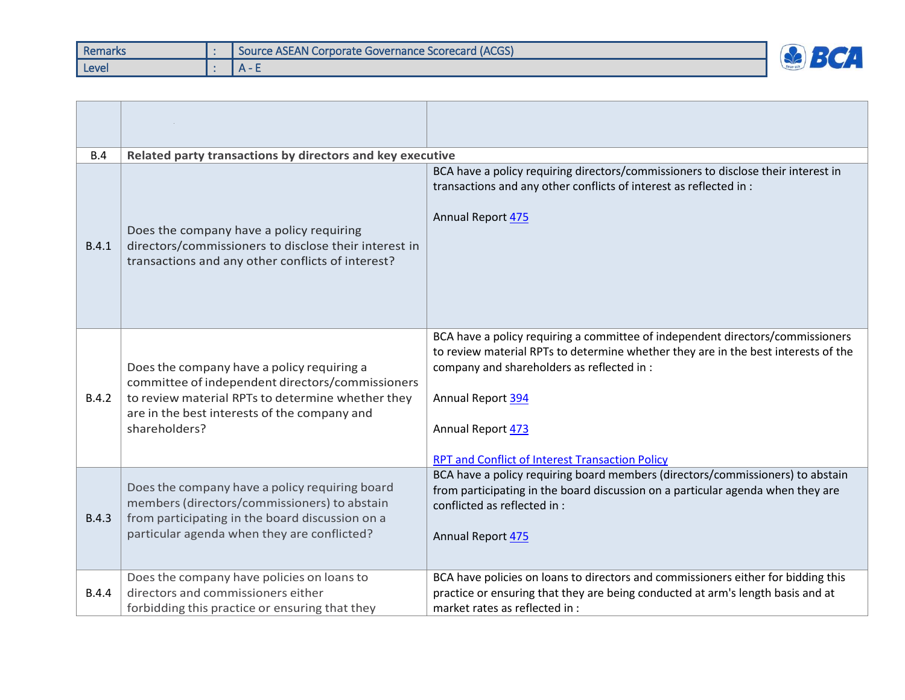| Remarks | : | Source ASEAN Corporate Governance Scorecard (ACGS) |
|---|---|---|
| Level | : | A - E |

| | | |
|---|---|---|
| B.4 | **Related party transactions by directors and key executive** | |
| B.4.1 | Does the company have a policy requiring directors/commissioners to disclose their interest in transactions and any other conflicts of interest? | BCA have a policy requiring directors/commissioners to disclose their interest in transactions and any other conflicts of interest as reflected in :<br><br>Annual Report 475 |
| B.4.2 | Does the company have a policy requiring a committee of independent directors/commissioners to review material RPTs to determine whether they are in the best interests of the company and shareholders? | BCA have a policy requiring a committee of independent directors/commissioners to review material RPTs to determine whether they are in the best interests of the company and shareholders as reflected in :<br><br>Annual Report 394<br><br>Annual Report 473<br><br>RPT and Conflict of Interest Transaction Policy |
| B.4.3 | Does the company have a policy requiring board members (directors/commissioners) to abstain from participating in the board discussion on a particular agenda when they are conflicted? | BCA have a policy requiring board members (directors/commissioners) to abstain from participating in the board discussion on a particular agenda when they are conflicted as reflected in :<br><br>Annual Report 475 |
| B.4.4 | Does the company have policies on loans to directors and commissioners either forbidding this practice or ensuring that they | BCA have policies on loans to directors and commissioners either for bidding this practice or ensuring that they are being conducted at arm's length basis and at market rates as reflected in : |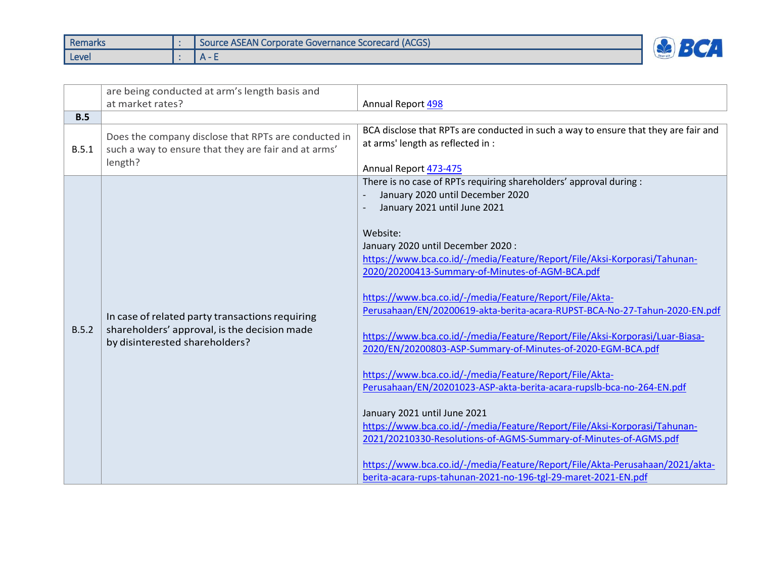| Remarks | : | Source ASEAN Corporate Governance Scorecard (ACGS) |
|---|---|---|
| Level | : | A - E |

| | | |
|---|---|---|
| | are being conducted at arm's length basis and at market rates? | Annual Report 498 |
| **B.5** | | |
| B.5.1 | Does the company disclose that RPTs are conducted in such a way to ensure that they are fair and at arms' length? | BCA disclose that RPTs are conducted in such a way to ensure that they are fair and at arms' length as reflected in :<br><br>Annual Report 473-475 |
| B.5.2 | In case of related party transactions requiring shareholders' approval, is the decision made by disinterested shareholders? | There is no case of RPTs requiring shareholders' approval during :<br>- January 2020 until December 2020<br>- January 2021 until June 2021<br><br>Website:<br>January 2020 until December 2020 :<br>https://www.bca.co.id/-/media/Feature/Report/File/Aksi-Korporasi/Tahunan-2020/20200413-Summary-of-Minutes-of-AGM-BCA.pdf<br><br>https://www.bca.co.id/-/media/Feature/Report/File/Akta-Perusahaan/EN/20200619-akta-berita-acara-RUPST-BCA-No-27-Tahun-2020-EN.pdf<br><br>https://www.bca.co.id/-/media/Feature/Report/File/Aksi-Korporasi/Luar-Biasa-2020/EN/20200803-ASP-Summary-of-Minutes-of-2020-EGM-BCA.pdf<br><br>https://www.bca.co.id/-/media/Feature/Report/File/Akta-Perusahaan/EN/20201023-ASP-akta-berita-acara-rupslb-bca-no-264-EN.pdf<br><br>January 2021 until June 2021<br>https://www.bca.co.id/-/media/Feature/Report/File/Aksi-Korporasi/Tahunan-2021/20210330-Resolutions-of-AGMS-Summary-of-Minutes-of-AGMS.pdf<br><br>https://www.bca.co.id/-/media/Feature/Report/File/Akta-Perusahaan/2021/akta-berita-acara-rups-tahunan-2021-no-196-tgl-29-maret-2021-EN.pdf |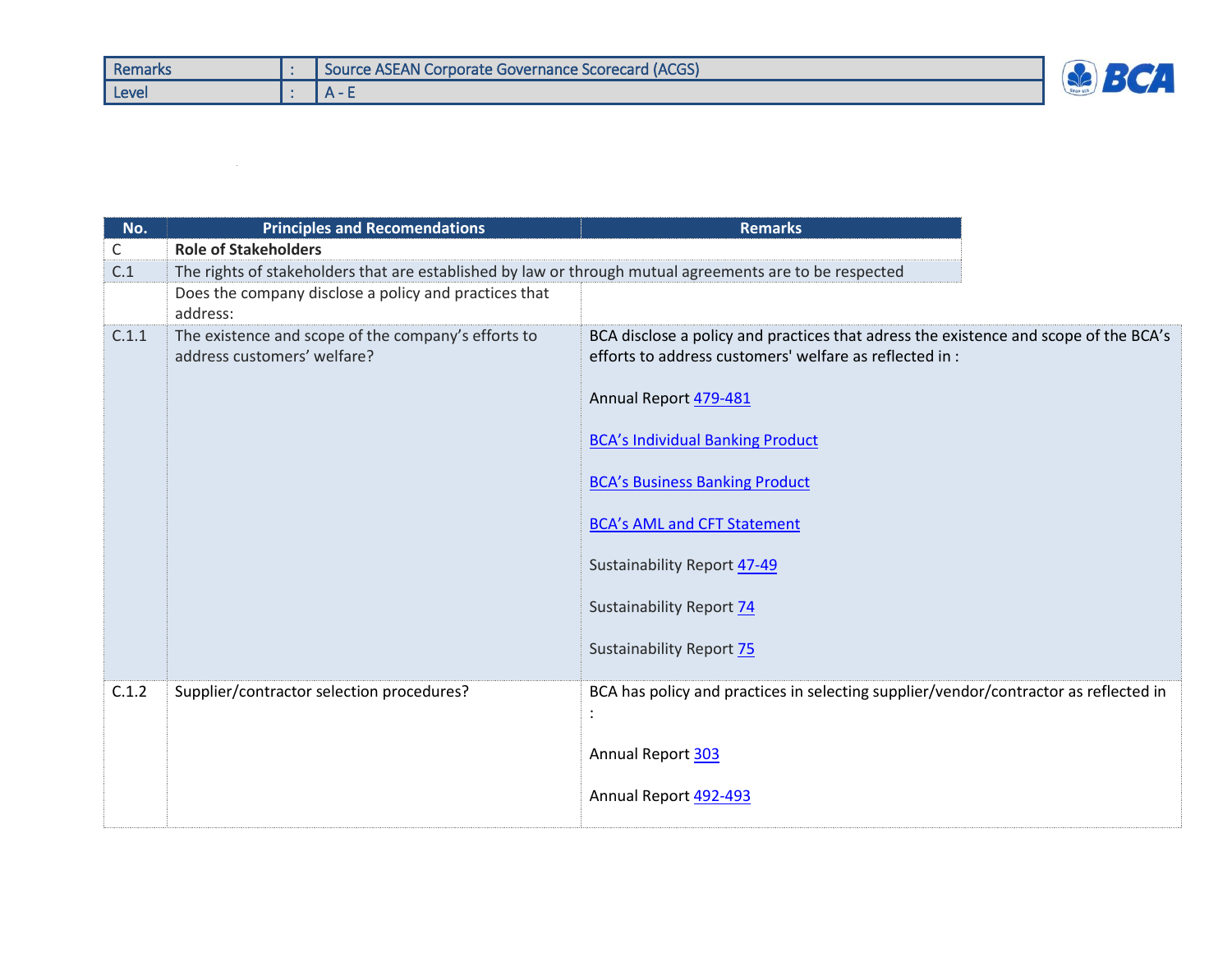| Remarks | : | Source ASEAN Corporate Governance Scorecard (ACGS) |
|---|---|---|
| Level | : | A - E |

| No. | Principles and Recomendations | Remarks |
|---|---|---|
| C | **Role of Stakeholders** | |
| C.1 | The rights of stakeholders that are established by law or through mutual agreements are to be respected | |
| | Does the company disclose a policy and practices that address: | |
| C.1.1 | The existence and scope of the company's efforts to address customers' welfare? | BCA disclose a policy and practices that adress the existence and scope of the BCA's efforts to address customers' welfare as reflected in :<br><br>Annual Report 479-481<br><br>BCA's Individual Banking Product<br><br>BCA's Business Banking Product<br><br>BCA's AML and CFT Statement<br><br>Sustainability Report 47-49<br><br>Sustainability Report 74<br><br>Sustainability Report 75 |
| C.1.2 | Supplier/contractor selection procedures? | BCA has policy and practices in selecting supplier/vendor/contractor as reflected in :<br><br>Annual Report 303<br><br>Annual Report 492-493 |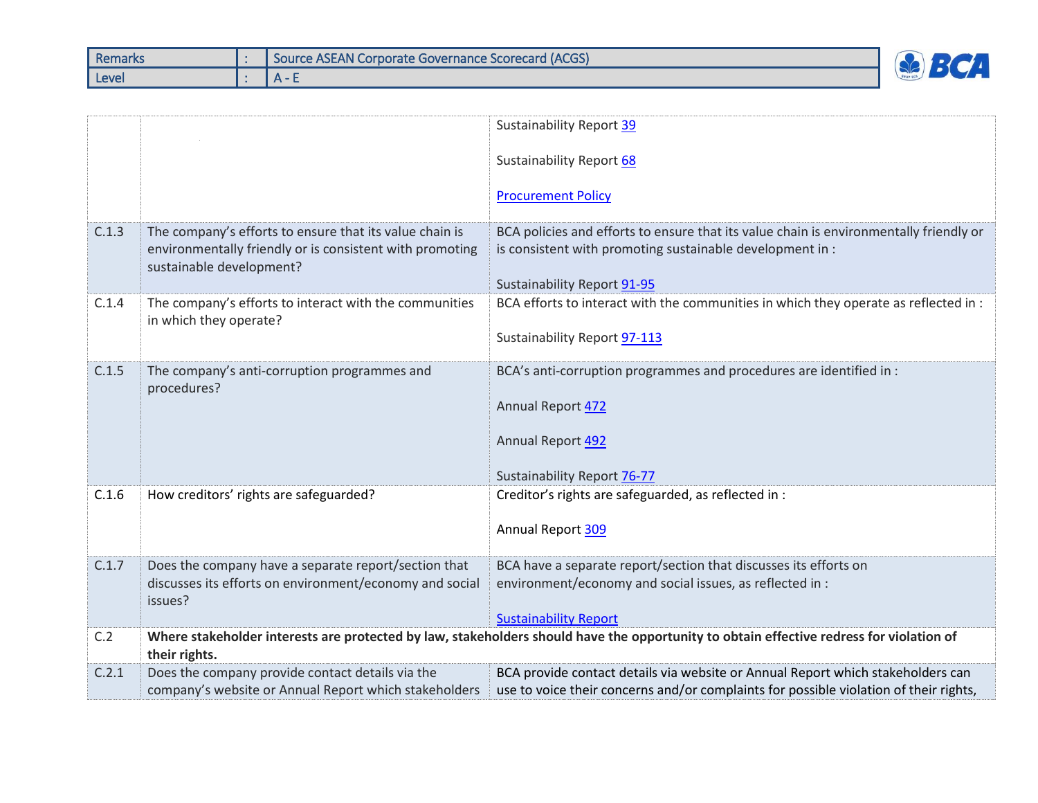| Remarks | : | Source ASEAN Corporate Governance Scorecard (ACGS) |
|---|---|---|
| Level | : | A - E |

| | | |
|---|---|---|
| | | Sustainability Report 39<br><br>Sustainability Report 68<br><br>Procurement Policy |
| C.1.3 | The company's efforts to ensure that its value chain is environmentally friendly or is consistent with promoting sustainable development? | BCA policies and efforts to ensure that its value chain is environmentally friendly or is consistent with promoting sustainable development in :<br><br>Sustainability Report 91-95 |
| C.1.4 | The company's efforts to interact with the communities in which they operate? | BCA efforts to interact with the communities in which they operate as reflected in :<br><br>Sustainability Report 97-113 |
| C.1.5 | The company's anti-corruption programmes and procedures? | BCA's anti-corruption programmes and procedures are identified in :<br><br>Annual Report 472<br><br>Annual Report 492<br><br>Sustainability Report 76-77 |
| C.1.6 | How creditors' rights are safeguarded? | Creditor's rights are safeguarded, as reflected in :<br><br>Annual Report 309 |
| C.1.7 | Does the company have a separate report/section that discusses its efforts on environment/economy and social issues? | BCA have a separate report/section that discusses its efforts on environment/economy and social issues, as reflected in :<br><br>Sustainability Report |
| C.2 | **Where stakeholder interests are protected by law, stakeholders should have the opportunity to obtain effective redress for violation of their rights.** | |
| C.2.1 | Does the company provide contact details via the company's website or Annual Report which stakeholders | BCA provide contact details via website or Annual Report which stakeholders can use to voice their concerns and/or complaints for possible violation of their rights, |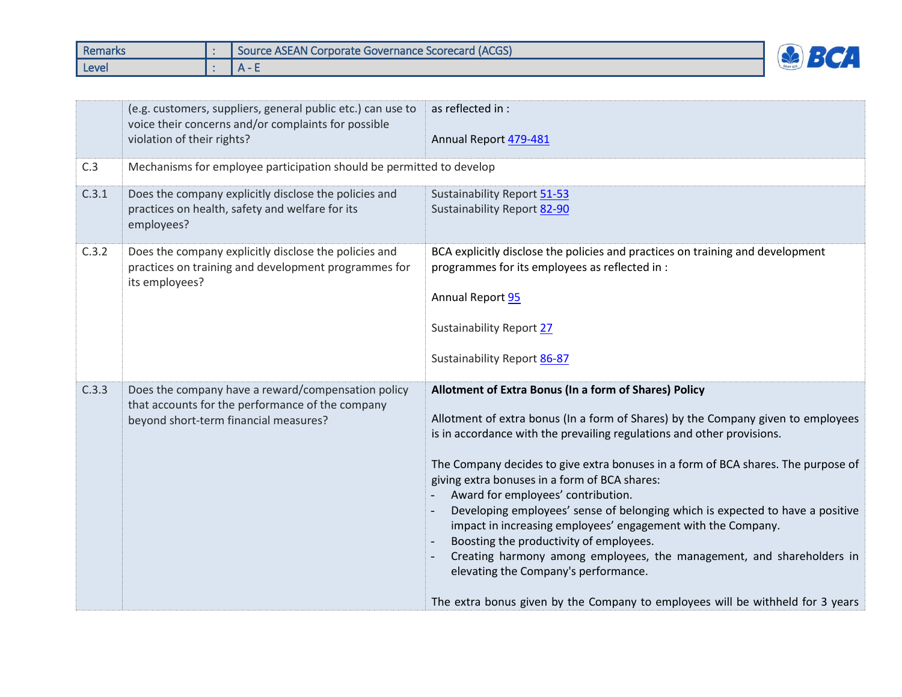| Remarks | : | Source ASEAN Corporate Governance Scorecard (ACGS) |
|---|---|---|
| Level | : | A - E |

| | | |
|---|---|---|
| | (e.g. customers, suppliers, general public etc.) can use to voice their concerns and/or complaints for possible violation of their rights? | as reflected in :<br><br>Annual Report 479-481 |
| C.3 | Mechanisms for employee participation should be permitted to develop | |
| C.3.1 | Does the company explicitly disclose the policies and practices on health, safety and welfare for its employees? | Sustainability Report 51-53<br>Sustainability Report 82-90 |
| C.3.2 | Does the company explicitly disclose the policies and practices on training and development programmes for its employees? | BCA explicitly disclose the policies and practices on training and development programmes for its employees as reflected in :<br><br>Annual Report 95<br><br>Sustainability Report 27<br><br>Sustainability Report 86-87 |
| C.3.3 | Does the company have a reward/compensation policy that accounts for the performance of the company beyond short-term financial measures? | **Allotment of Extra Bonus (In a form of Shares) Policy**<br><br>Allotment of extra bonus (In a form of Shares) by the Company given to employees is in accordance with the prevailing regulations and other provisions.<br><br>The Company decides to give extra bonuses in a form of BCA shares. The purpose of giving extra bonuses in a form of BCA shares:<br>- Award for employees' contribution.<br>- Developing employees' sense of belonging which is expected to have a positive impact in increasing employees' engagement with the Company.<br>- Boosting the productivity of employees.<br>- Creating harmony among employees, the management, and shareholders in elevating the Company's performance.<br><br>The extra bonus given by the Company to employees will be withheld for 3 years |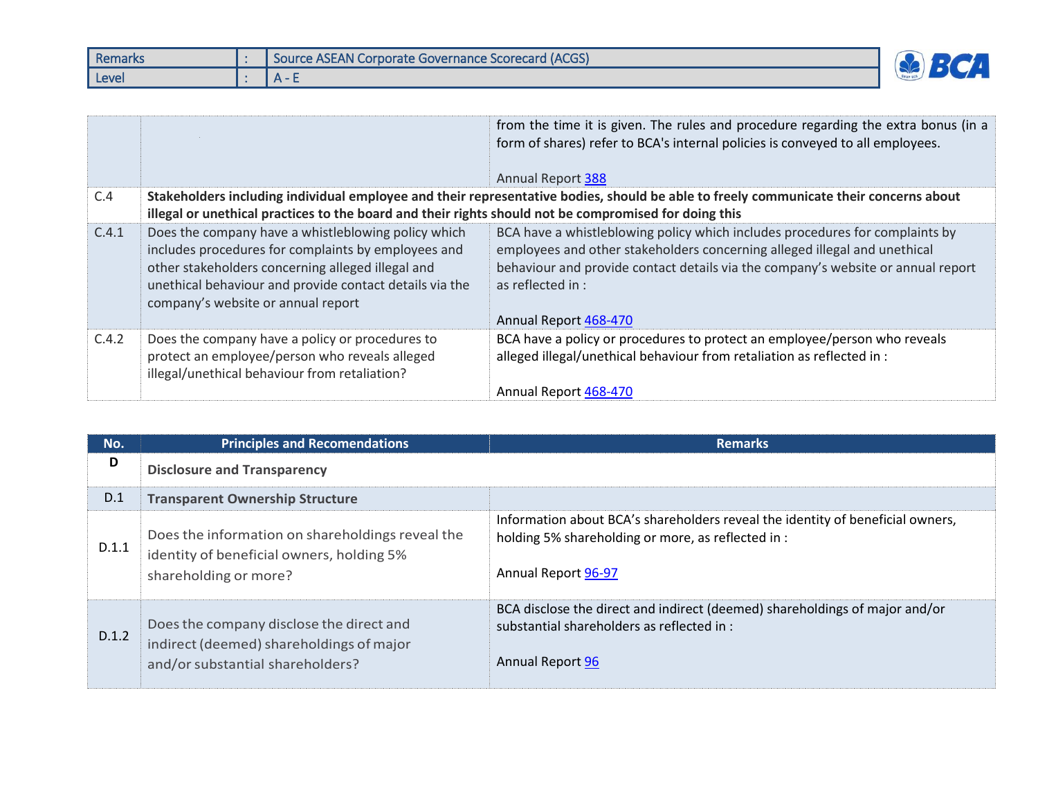| Remarks | : | Source ASEAN Corporate Governance Scorecard (ACGS) |
|---|---|---|
| Level | : | A - E |

| | | |
|---|---|---|
| | | from the time it is given. The rules and procedure regarding the extra bonus (in a form of shares) refer to BCA's internal policies is conveyed to all employees.<br><br>Annual Report 388 |
| C.4 | **Stakeholders including individual employee and their representative bodies, should be able to freely communicate their concerns about illegal or unethical practices to the board and their rights should not be compromised for doing this** | |
| C.4.1 | Does the company have a whistleblowing policy which includes procedures for complaints by employees and other stakeholders concerning alleged illegal and unethical behaviour and provide contact details via the company's website or annual report | BCA have a whistleblowing policy which includes procedures for complaints by employees and other stakeholders concerning alleged illegal and unethical behaviour and provide contact details via the company's website or annual report as reflected in :<br><br>Annual Report 468-470 |
| C.4.2 | Does the company have a policy or procedures to protect an employee/person who reveals alleged illegal/unethical behaviour from retaliation? | BCA have a policy or procedures to protect an employee/person who reveals alleged illegal/unethical behaviour from retaliation as reflected in :<br><br>Annual Report 468-470 |

| No. | Principles and Recomendations | Remarks |
|---|---|---|
| **D** | **Disclosure and Transparency** | |
| D.1 | **Transparent Ownership Structure** | |
| D.1.1 | Does the information on shareholdings reveal the identity of beneficial owners, holding 5% shareholding or more? | Information about BCA's shareholders reveal the identity of beneficial owners, holding 5% shareholding or more, as reflected in :<br><br>Annual Report 96-97 |
| D.1.2 | Does the company disclose the direct and indirect (deemed) shareholdings of major and/or substantial shareholders? | BCA disclose the direct and indirect (deemed) shareholdings of major and/or substantial shareholders as reflected in :<br><br>Annual Report 96 |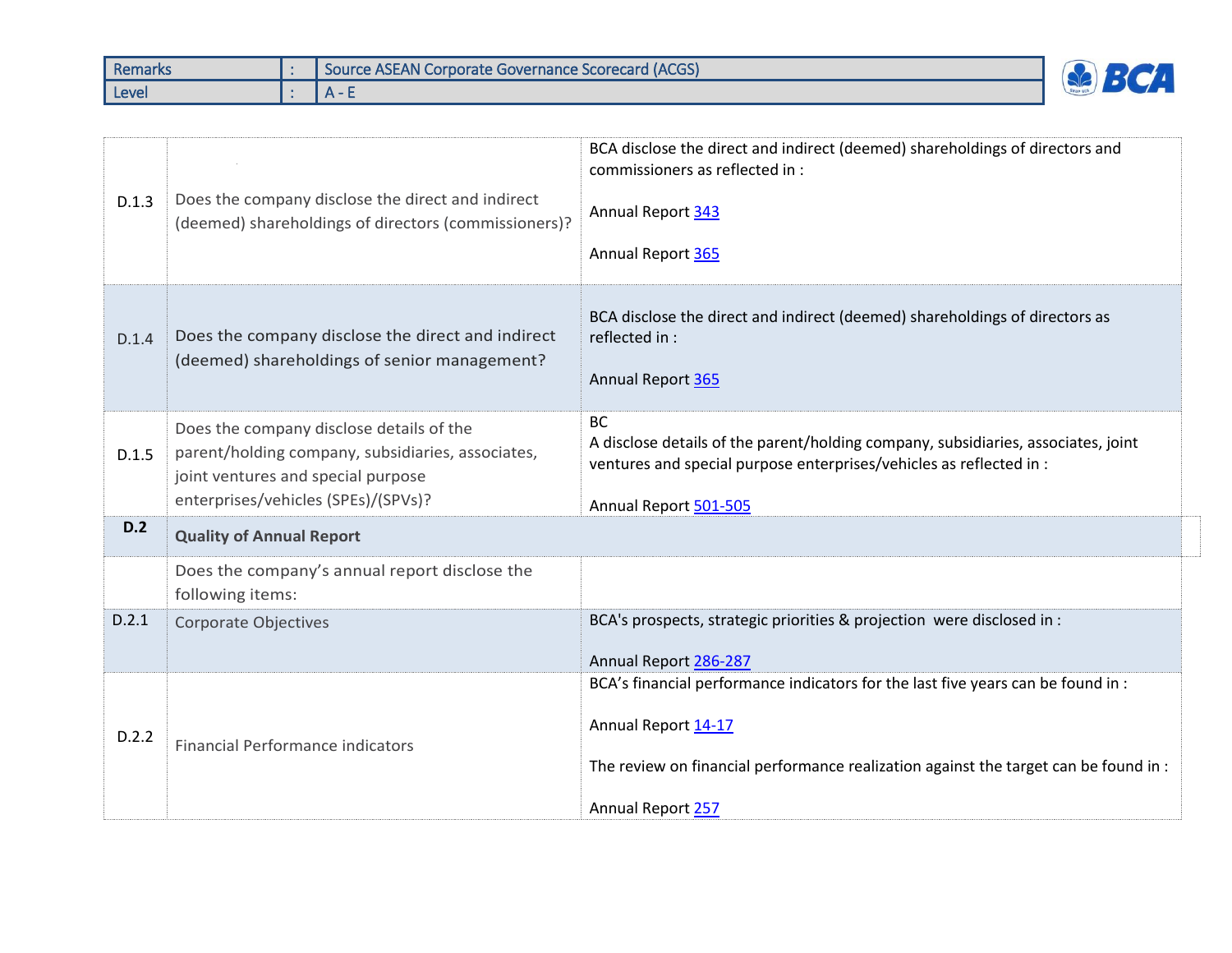| Remarks | : | Source ASEAN Corporate Governance Scorecard (ACGS) |
|---|---|---|
| Level | : | A - E |

| | | |
|---|---|---|
| D.1.3 | Does the company disclose the direct and indirect (deemed) shareholdings of directors (commissioners)? | BCA disclose the direct and indirect (deemed) shareholdings of directors and commissioners as reflected in :<br><br>Annual Report 343<br><br>Annual Report 365 |
| D.1.4 | Does the company disclose the direct and indirect (deemed) shareholdings of senior management? | BCA disclose the direct and indirect (deemed) shareholdings of directors as reflected in :<br><br>Annual Report 365 |
| D.1.5 | Does the company disclose details of the parent/holding company, subsidiaries, associates, joint ventures and special purpose enterprises/vehicles (SPEs)/(SPVs)? | BC<br>A disclose details of the parent/holding company, subsidiaries, associates, joint ventures and special purpose enterprises/vehicles as reflected in :<br><br>Annual Report 501-505 |
| **D.2** | **Quality of Annual Report** | |
| | Does the company's annual report disclose the following items: | |
| D.2.1 | Corporate Objectives | BCA's prospects, strategic priorities & projection were disclosed in :<br><br>Annual Report 286-287 |
| D.2.2 | Financial Performance indicators | BCA's financial performance indicators for the last five years can be found in :<br><br>Annual Report 14-17<br><br>The review on financial performance realization against the target can be found in :<br><br>Annual Report 257 |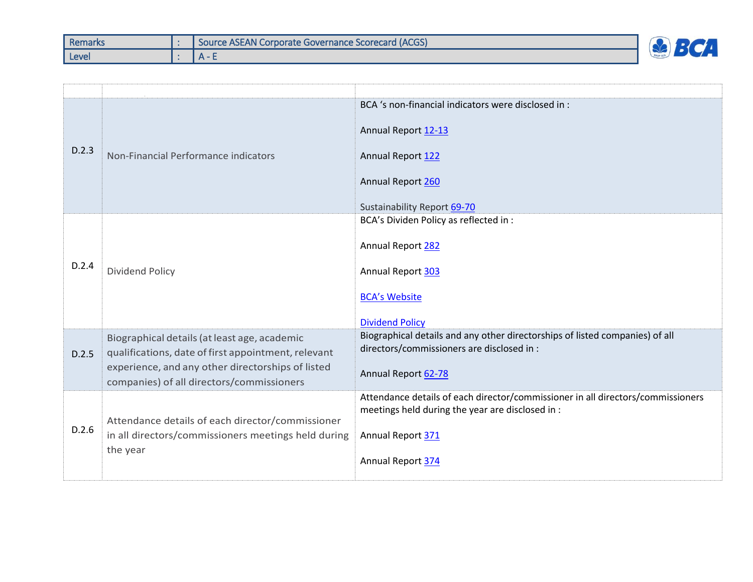| Remarks | : | Source ASEAN Corporate Governance Scorecard (ACGS) |
|---|---|---|
| Level | : | A - E |

| | | |
|---|---|---|
| D.2.3 | Non-Financial Performance indicators | BCA 's non-financial indicators were disclosed in :<br><br>Annual Report 12-13<br><br>Annual Report 122<br><br>Annual Report 260<br><br>Sustainability Report 69-70 |
| D.2.4 | Dividend Policy | BCA's Dividen Policy as reflected in :<br><br>Annual Report 282<br><br>Annual Report 303<br><br>BCA's Website<br><br>Dividend Policy |
| D.2.5 | Biographical details (at least age, academic qualifications, date of first appointment, relevant experience, and any other directorships of listed companies) of all directors/commissioners | Biographical details and any other directorships of listed companies) of all directors/commissioners are disclosed in :<br><br>Annual Report 62-78 |
| D.2.6 | Attendance details of each director/commissioner in all directors/commissioners meetings held during the year | Attendance details of each director/commissioner in all directors/commissioners meetings held during the year are disclosed in :<br><br>Annual Report 371<br><br>Annual Report 374 |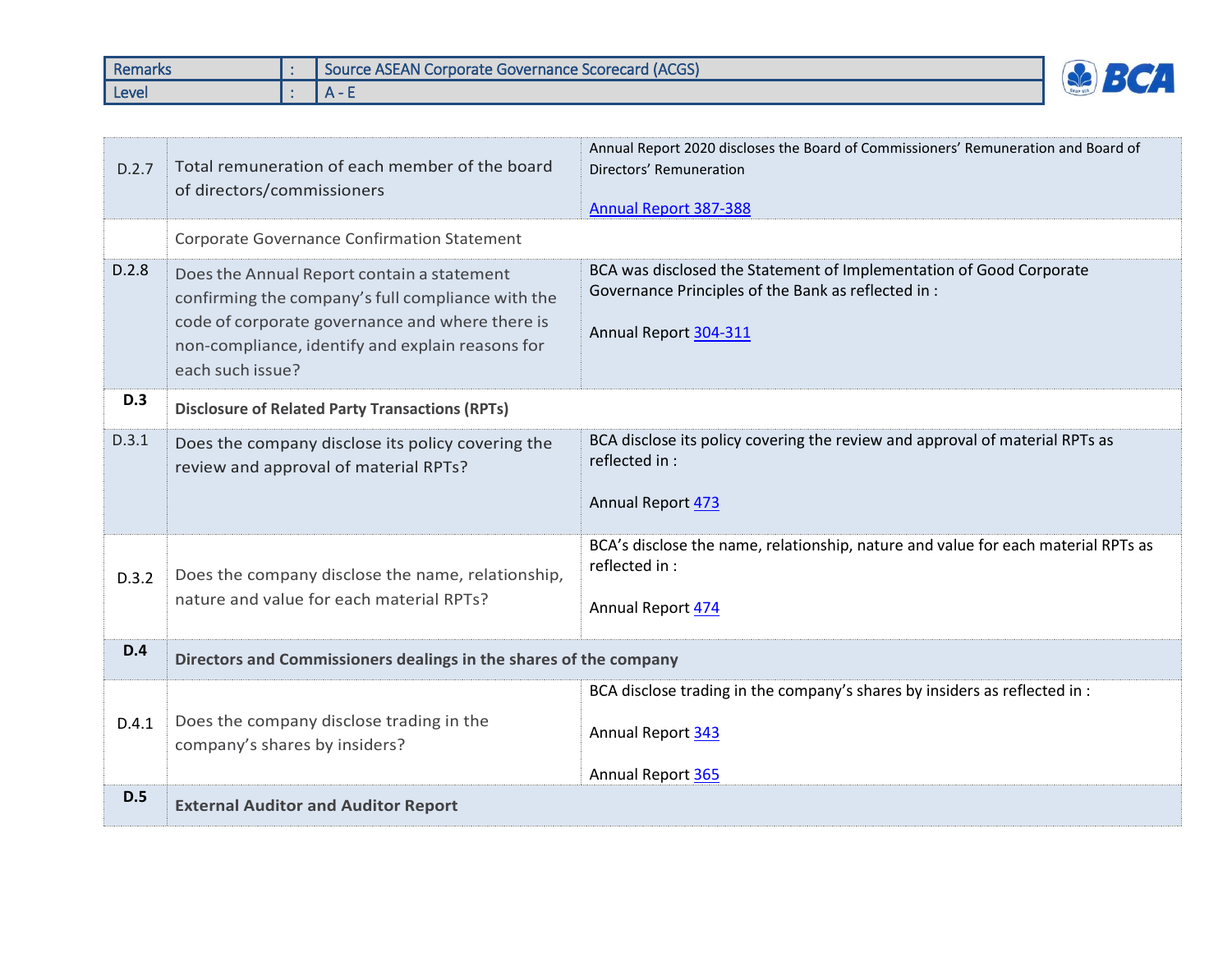| Remarks | : | Source ASEAN Corporate Governance Scorecard (ACGS) |
|---|---|---|
| Level | : | A - E |

| | | |
|---|---|---|
| D.2.7 | Total remuneration of each member of the board of directors/commissioners | Annual Report 2020 discloses the Board of Commissioners' Remuneration and Board of Directors' Remuneration<br><br>Annual Report 387-388 |
| | Corporate Governance Confirmation Statement | |
| D.2.8 | Does the Annual Report contain a statement confirming the company's full compliance with the code of corporate governance and where there is non-compliance, identify and explain reasons for each such issue? | BCA was disclosed the Statement of Implementation of Good Corporate Governance Principles of the Bank as reflected in :<br><br>Annual Report 304-311 |
| **D.3** | **Disclosure of Related Party Transactions (RPTs)** | |
| D.3.1 | Does the company disclose its policy covering the review and approval of material RPTs? | BCA disclose its policy covering the review and approval of material RPTs as reflected in :<br><br>Annual Report 473 |
| D.3.2 | Does the company disclose the name, relationship, nature and value for each material RPTs? | BCA's disclose the name, relationship, nature and value for each material RPTs as reflected in :<br><br>Annual Report 474 |
| **D.4** | **Directors and Commissioners dealings in the shares of the company** | |
| D.4.1 | Does the company disclose trading in the company's shares by insiders? | BCA disclose trading in the company's shares by insiders as reflected in :<br><br>Annual Report 343<br><br>Annual Report 365 |
| **D.5** | **External Auditor and Auditor Report** | |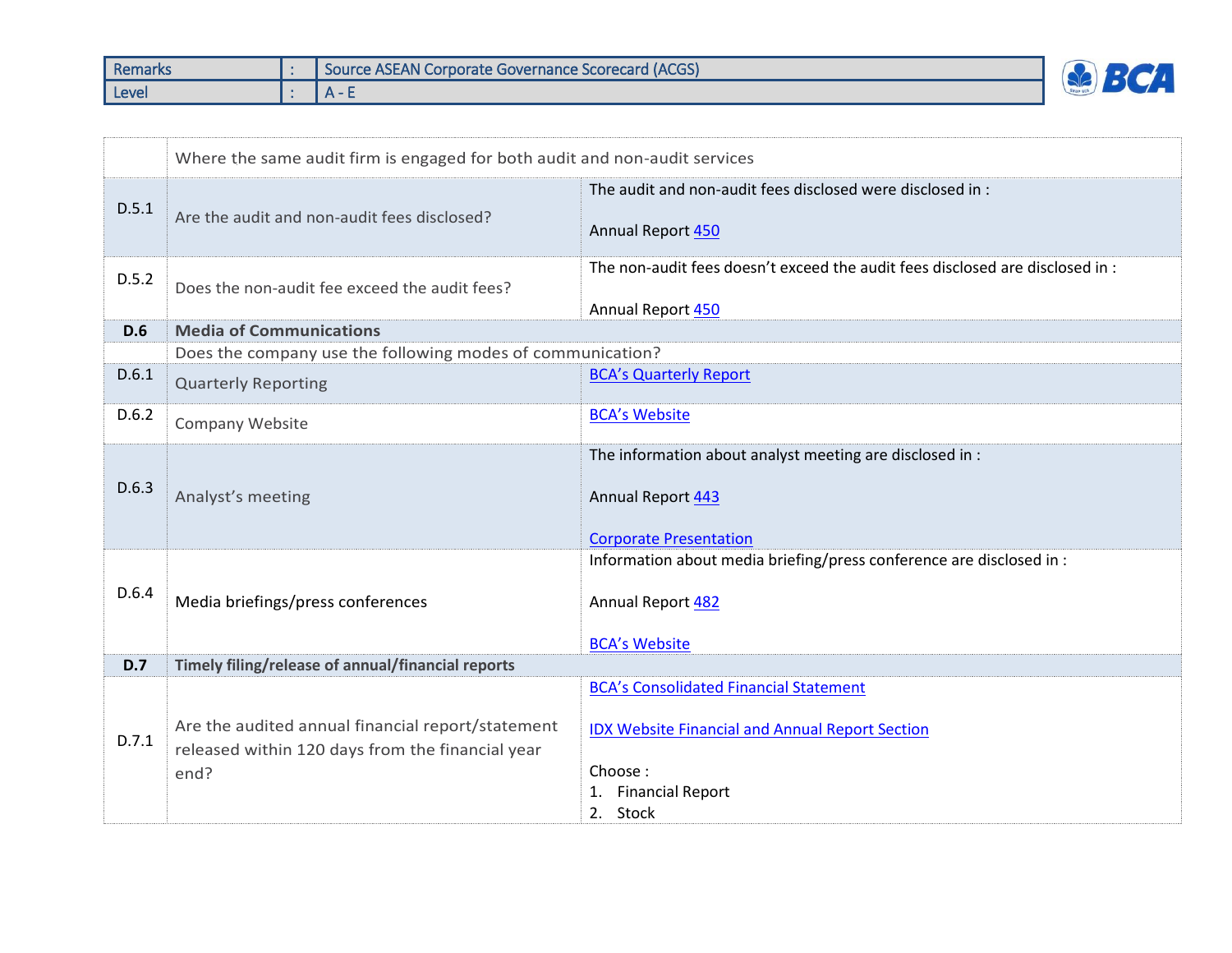| Remarks | : | Source ASEAN Corporate Governance Scorecard (ACGS) |
|---|---|---|
| Level | : | A - E |

| | | |
|---|---|---|
| | Where the same audit firm is engaged for both audit and non-audit services | |
| D.5.1 | Are the audit and non-audit fees disclosed? | The audit and non-audit fees disclosed were disclosed in :<br><br>Annual Report 450 |
| D.5.2 | Does the non-audit fee exceed the audit fees? | The non-audit fees doesn't exceed the audit fees disclosed are disclosed in :<br><br>Annual Report 450 |
| **D.6** | **Media of Communications** | |
| | Does the company use the following modes of communication? | |
| D.6.1 | Quarterly Reporting | BCA's Quarterly Report |
| D.6.2 | Company Website | BCA's Website |
| D.6.3 | Analyst's meeting | The information about analyst meeting are disclosed in :<br><br>Annual Report 443<br><br>Corporate Presentation |
| D.6.4 | Media briefings/press conferences | Information about media briefing/press conference are disclosed in :<br><br>Annual Report 482<br><br>BCA's Website |
| **D.7** | **Timely filing/release of annual/financial reports** | |
| D.7.1 | Are the audited annual financial report/statement released within 120 days from the financial year end? | BCA's Consolidated Financial Statement<br><br>IDX Website Financial and Annual Report Section<br><br>Choose :<br>1. Financial Report<br>2. Stock |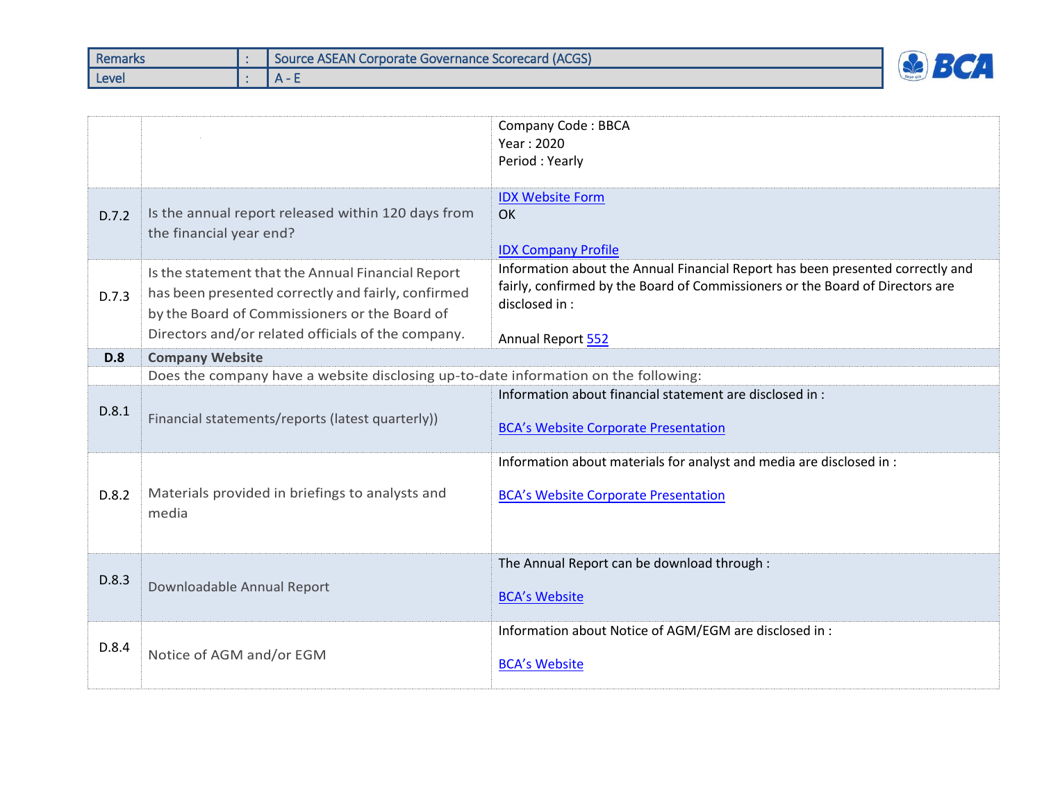| Remarks | : | Source ASEAN Corporate Governance Scorecard (ACGS) |
|---|---|---|
| Level | : | A - E |

| | | Company Code : BBCA<br>Year : 2020<br>Period : Yearly |
|---|---|---|
| D.7.2 | Is the annual report released within 120 days from the financial year end? | IDX Website Form<br>OK<br><br>IDX Company Profile |
| D.7.3 | Is the statement that the Annual Financial Report has been presented correctly and fairly, confirmed by the Board of Commissioners or the Board of Directors and/or related officials of the company. | Information about the Annual Financial Report has been presented correctly and fairly, confirmed by the Board of Commissioners or the Board of Directors are disclosed in :<br><br>Annual Report 552 |
| **D.8** | **Company Website** | |
| | Does the company have a website disclosing up-to-date information on the following: | |
| D.8.1 | Financial statements/reports (latest quarterly)) | Information about financial statement are disclosed in :<br><br>BCA's Website Corporate Presentation |
| D.8.2 | Materials provided in briefings to analysts and media | Information about materials for analyst and media are disclosed in :<br><br>BCA's Website Corporate Presentation |
| D.8.3 | Downloadable Annual Report | The Annual Report can be download through :<br><br>BCA's Website |
| D.8.4 | Notice of AGM and/or EGM | Information about Notice of AGM/EGM are disclosed in :<br><br>BCA's Website |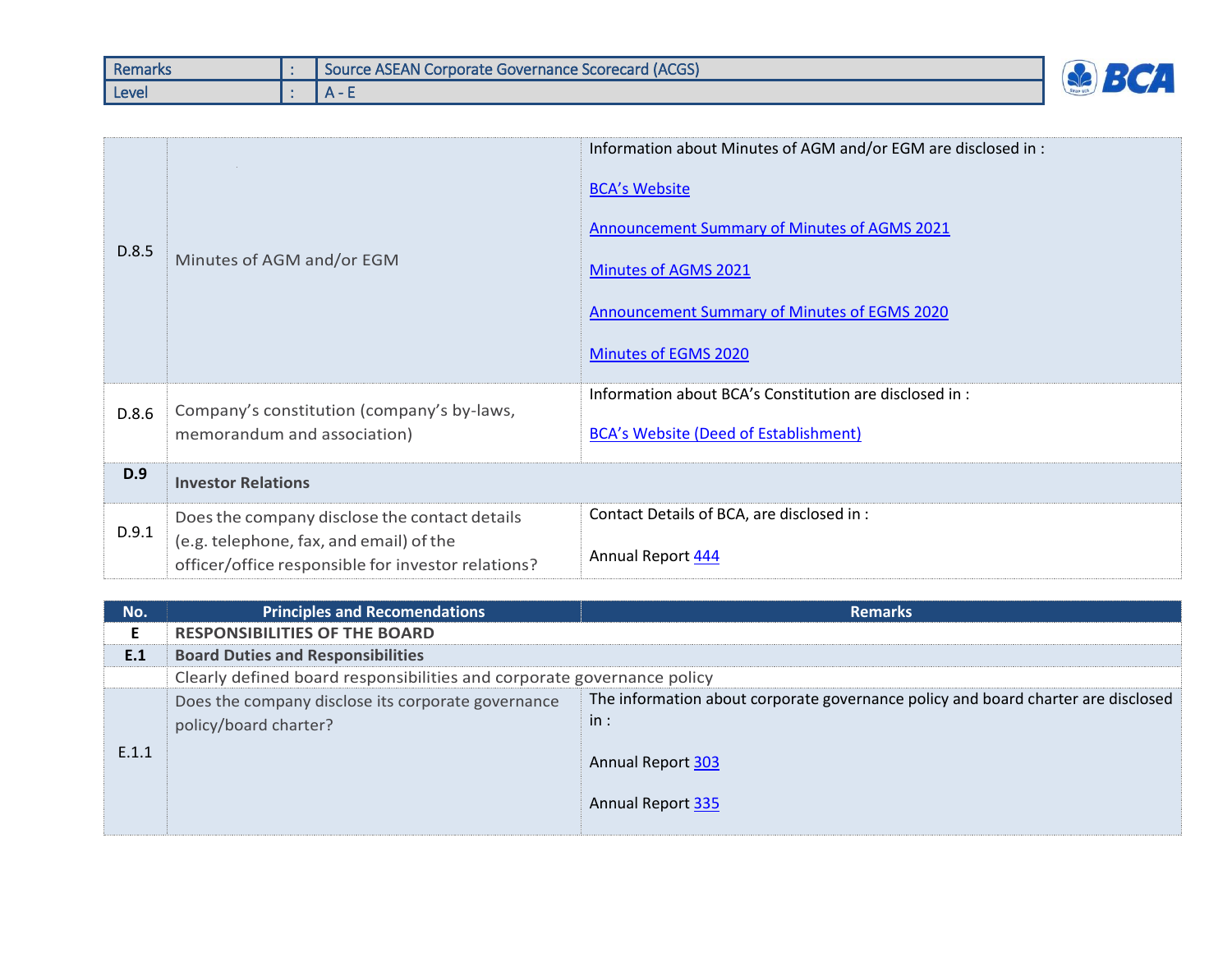| Remarks | : | Source ASEAN Corporate Governance Scorecard (ACGS) |
|---|---|---|
| Level | : | A - E |

| | | |
|---|---|---|
| D.8.5 | Minutes of AGM and/or EGM | Information about Minutes of AGM and/or EGM are disclosed in :<br><br>BCA's Website<br><br>Announcement Summary of Minutes of AGMS 2021<br><br>Minutes of AGMS 2021<br><br>Announcement Summary of Minutes of EGMS 2020<br><br>Minutes of EGMS 2020 |
| D.8.6 | Company's constitution (company's by-laws, memorandum and association) | Information about BCA's Constitution are disclosed in :<br><br>BCA's Website (Deed of Establishment) |
| **D.9** | **Investor Relations** | |
| D.9.1 | Does the company disclose the contact details (e.g. telephone, fax, and email) of the officer/office responsible for investor relations? | Contact Details of BCA, are disclosed in :<br><br>Annual Report 444 |

| No. | Principles and Recomendations | Remarks |
|---|---|---|
| **E** | **RESPONSIBILITIES OF THE BOARD** | |
| **E.1** | **Board Duties and Responsibilities** | |
| | Clearly defined board responsibilities and corporate governance policy | |
| E.1.1 | Does the company disclose its corporate governance policy/board charter? | The information about corporate governance policy and board charter are disclosed in :<br><br>Annual Report 303<br><br>Annual Report 335 |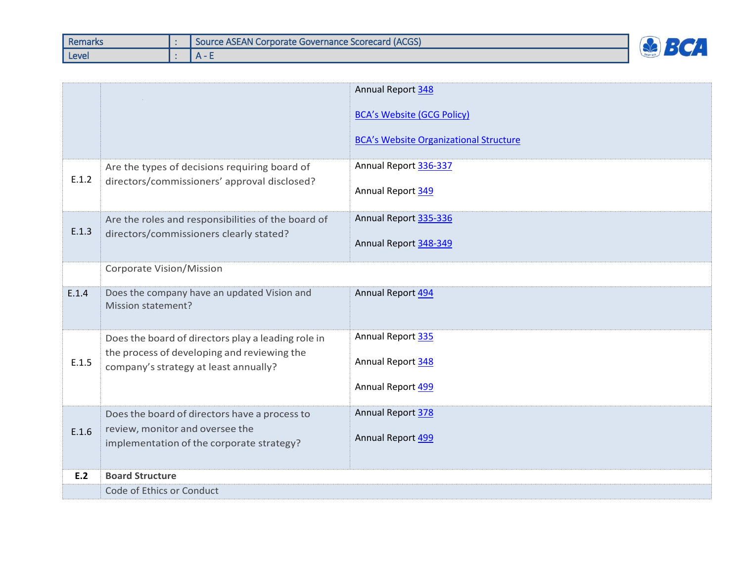| Remarks | : | Source ASEAN Corporate Governance Scorecard (ACGS) |
|---|---|---|
| Level | : | A - E |

| | | |
|---|---|---|
| | | Annual Report 348<br><br>BCA's Website (GCG Policy)<br><br>BCA's Website Organizational Structure |
| E.1.2 | Are the types of decisions requiring board of directors/commissioners' approval disclosed? | Annual Report 336-337<br><br>Annual Report 349 |
| E.1.3 | Are the roles and responsibilities of the board of directors/commissioners clearly stated? | Annual Report 335-336<br><br>Annual Report 348-349 |
| | Corporate Vision/Mission | |
| E.1.4 | Does the company have an updated Vision and Mission statement? | Annual Report 494 |
| E.1.5 | Does the board of directors play a leading role in the process of developing and reviewing the company's strategy at least annually? | Annual Report 335<br><br>Annual Report 348<br><br>Annual Report 499 |
| E.1.6 | Does the board of directors have a process to review, monitor and oversee the implementation of the corporate strategy? | Annual Report 378<br><br>Annual Report 499 |
| **E.2** | **Board Structure** | |
| | Code of Ethics or Conduct | |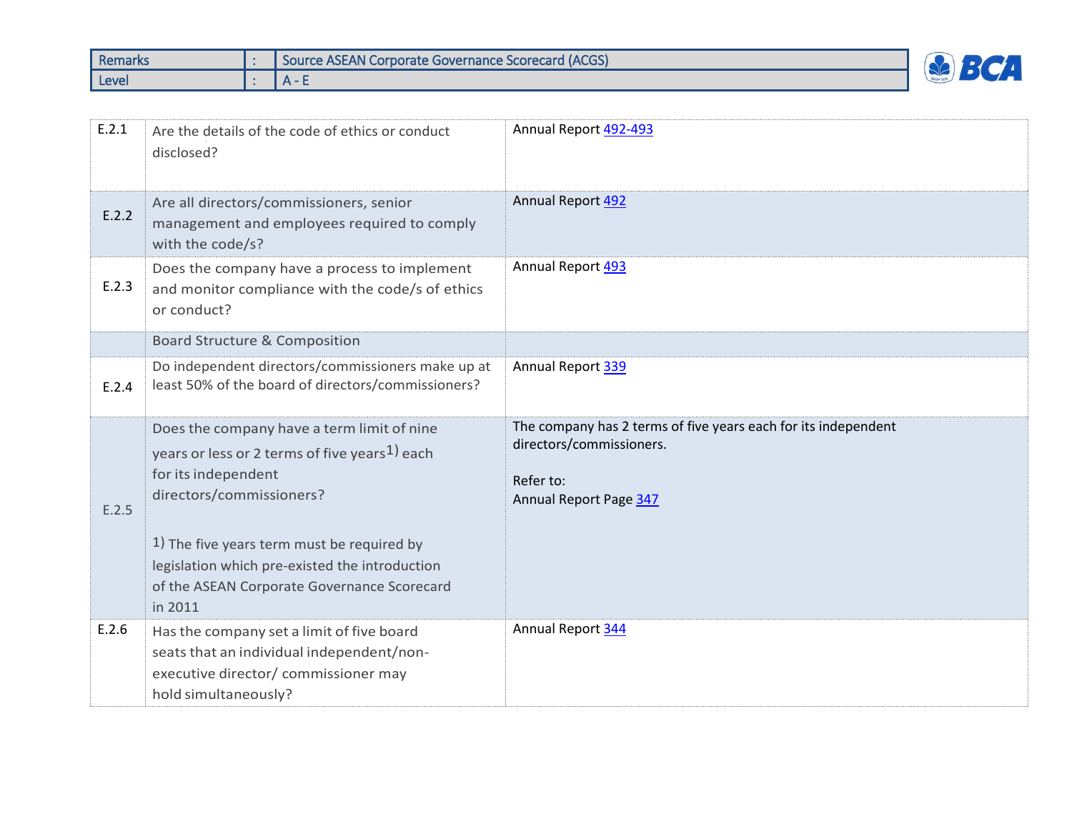| Remarks | : | Source ASEAN Corporate Governance Scorecard (ACGS) |
|---|---|---|
| Level | : | A - E |

| | | |
|---|---|---|
| E.2.1 | Are the details of the code of ethics or conduct disclosed? | Annual Report 492-493 |
| E.2.2 | Are all directors/commissioners, senior management and employees required to comply with the code/s? | Annual Report 492 |
| E.2.3 | Does the company have a process to implement and monitor compliance with the code/s of ethics or conduct? | Annual Report 493 |
| | Board Structure & Composition | |
| E.2.4 | Do independent directors/commissioners make up at least 50% of the board of directors/commissioners? | Annual Report 339 |
| E.2.5 | Does the company have a term limit of nine years or less or 2 terms of five years[1] each for its independent directors/commissioners?<br><br>1) The five years term must be required by legislation which pre-existed the introduction of the ASEAN Corporate Governance Scorecard in 2011 | The company has 2 terms of five years each for its independent directors/commissioners.<br><br>Refer to:<br>Annual Report Page 347 |
| E.2.6 | Has the company set a limit of five board seats that an individual independent/non-executive director/ commissioner may hold simultaneously? | Annual Report 344 |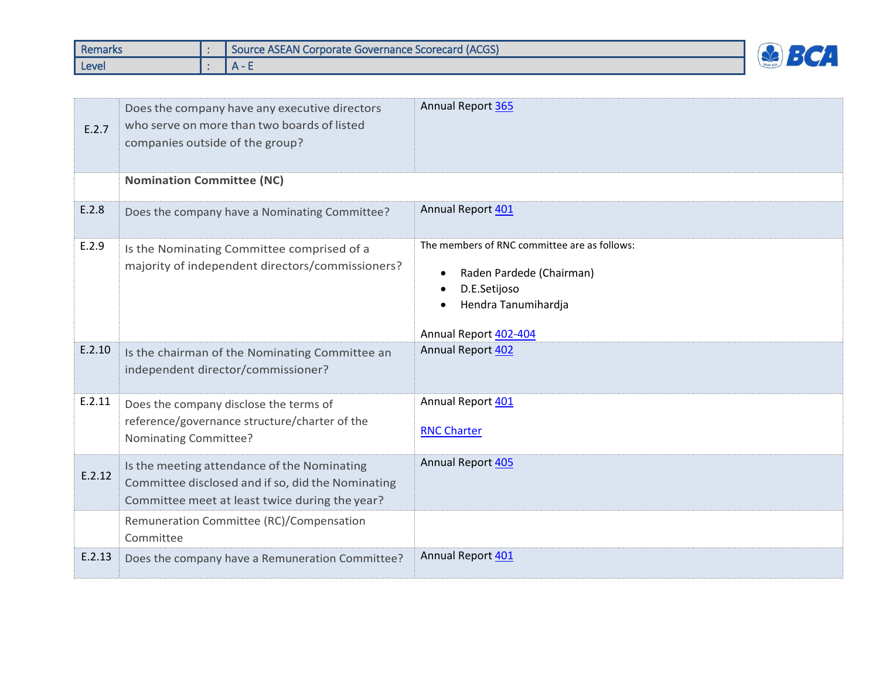| Remarks | : | Source ASEAN Corporate Governance Scorecard (ACGS) |
|---|---|---|
| Level | : | A - E |

| | | |
|---|---|---|
| E.2.7 | Does the company have any executive directors who serve on more than two boards of listed companies outside of the group? | Annual Report 365 |
| | **Nomination Committee (NC)** | |
| E.2.8 | Does the company have a Nominating Committee? | Annual Report 401 |
| E.2.9 | Is the Nominating Committee comprised of a majority of independent directors/commissioners? | The members of RNC committee are as follows:<br>• Raden Pardede (Chairman)<br>• D.E.Setijoso<br>• Hendra Tanumihardja<br><br>Annual Report 402-404 |
| E.2.10 | Is the chairman of the Nominating Committee an independent director/commissioner? | Annual Report 402 |
| E.2.11 | Does the company disclose the terms of reference/governance structure/charter of the Nominating Committee? | Annual Report 401<br><br>RNC Charter |
| E.2.12 | Is the meeting attendance of the Nominating Committee disclosed and if so, did the Nominating Committee meet at least twice during the year? | Annual Report 405 |
| | Remuneration Committee (RC)/Compensation Committee | |
| E.2.13 | Does the company have a Remuneration Committee? | Annual Report 401 |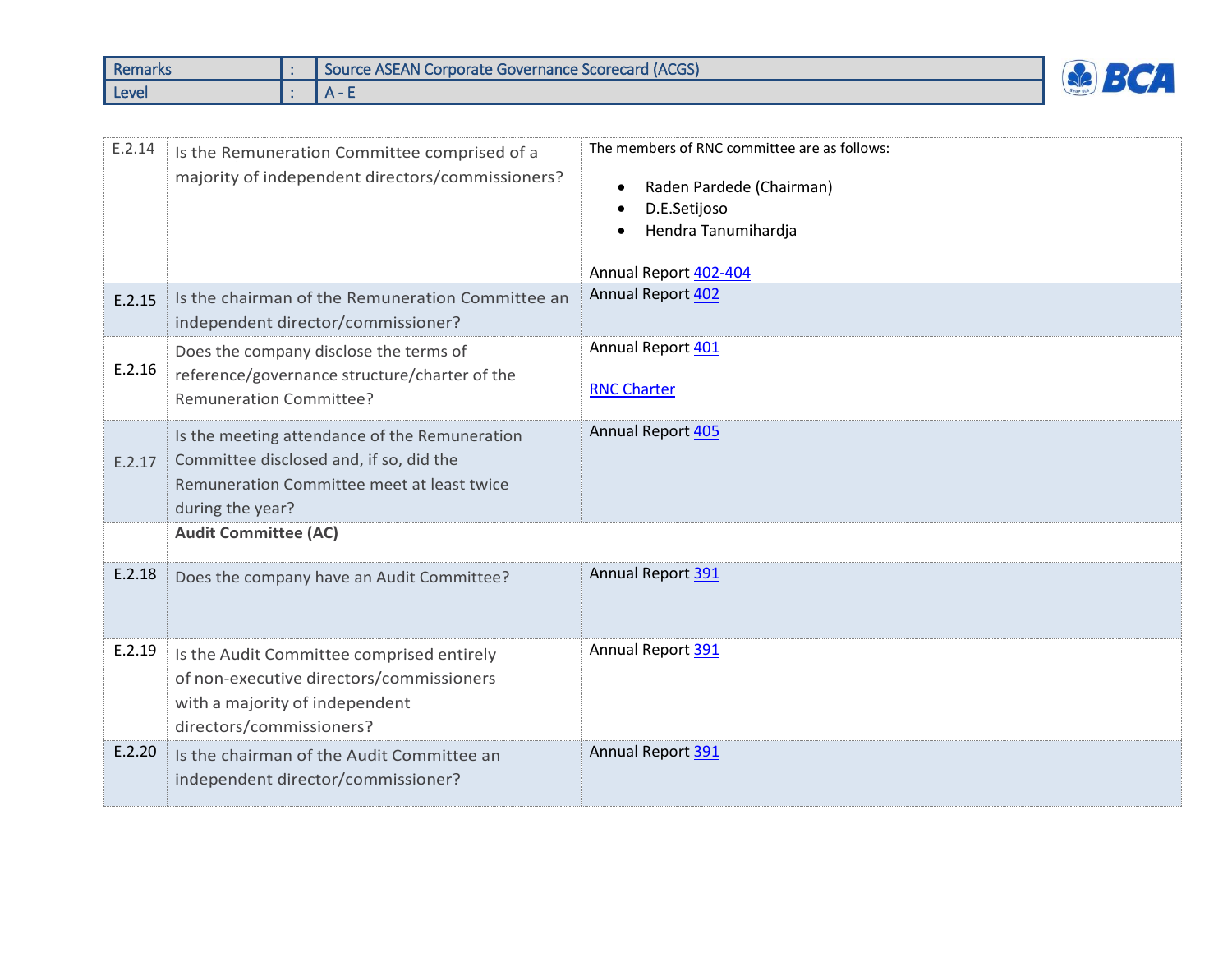| Remarks | : | Source ASEAN Corporate Governance Scorecard (ACGS) |
|---|---|---|
| Level | : | A - E |

| | | |
|---|---|---|
| E.2.14 | Is the Remuneration Committee comprised of a majority of independent directors/commissioners? | The members of RNC committee are as follows:<br>• Raden Pardede (Chairman)<br>• D.E.Setijoso<br>• Hendra Tanumihardja<br><br>Annual Report 402-404 |
| E.2.15 | Is the chairman of the Remuneration Committee an independent director/commissioner? | Annual Report 402 |
| E.2.16 | Does the company disclose the terms of reference/governance structure/charter of the Remuneration Committee? | Annual Report 401<br><br>RNC Charter |
| E.2.17 | Is the meeting attendance of the Remuneration Committee disclosed and, if so, did the Remuneration Committee meet at least twice during the year? | Annual Report 405 |
| | **Audit Committee (AC)** | |
| E.2.18 | Does the company have an Audit Committee? | Annual Report 391 |
| E.2.19 | Is the Audit Committee comprised entirely of non-executive directors/commissioners with a majority of independent directors/commissioners? | Annual Report 391 |
| E.2.20 | Is the chairman of the Audit Committee an independent director/commissioner? | Annual Report 391 |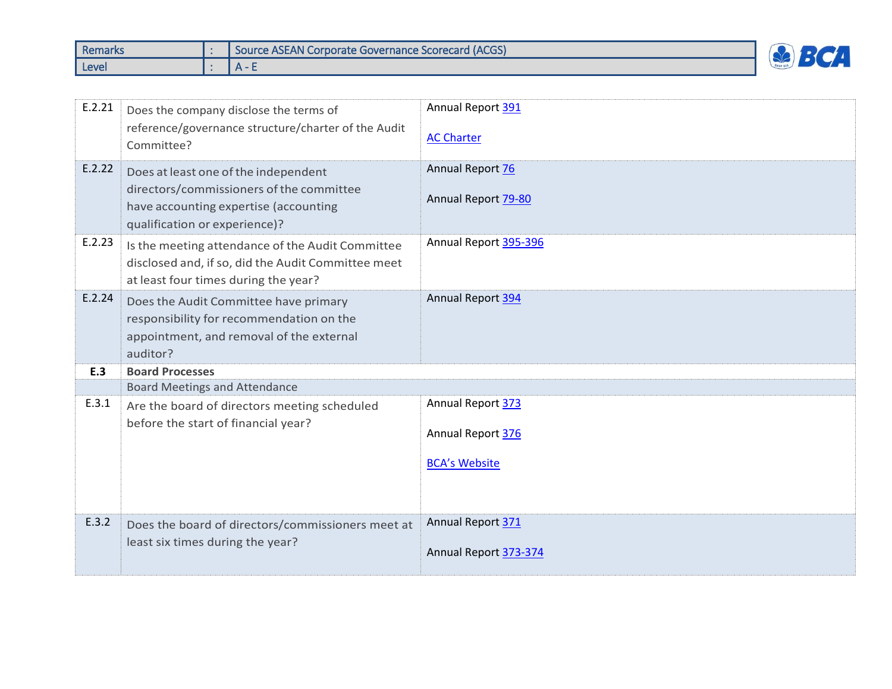| Remarks | : | Source ASEAN Corporate Governance Scorecard (ACGS) |
|---|---|---|
| Level | : | A - E |

| | | |
|---|---|---|
| E.2.21 | Does the company disclose the terms of reference/governance structure/charter of the Audit Committee? | Annual Report 391<br><br>AC Charter |
| E.2.22 | Does at least one of the independent directors/commissioners of the committee have accounting expertise (accounting qualification or experience)? | Annual Report 76<br><br>Annual Report 79-80 |
| E.2.23 | Is the meeting attendance of the Audit Committee disclosed and, if so, did the Audit Committee meet at least four times during the year? | Annual Report 395-396 |
| E.2.24 | Does the Audit Committee have primary responsibility for recommendation on the appointment, and removal of the external auditor? | Annual Report 394 |
| **E.3** | **Board Processes** | |
| | Board Meetings and Attendance | |
| E.3.1 | Are the board of directors meeting scheduled before the start of financial year? | Annual Report 373<br><br>Annual Report 376<br><br>BCA's Website |
| E.3.2 | Does the board of directors/commissioners meet at least six times during the year? | Annual Report 371<br><br>Annual Report 373-374 |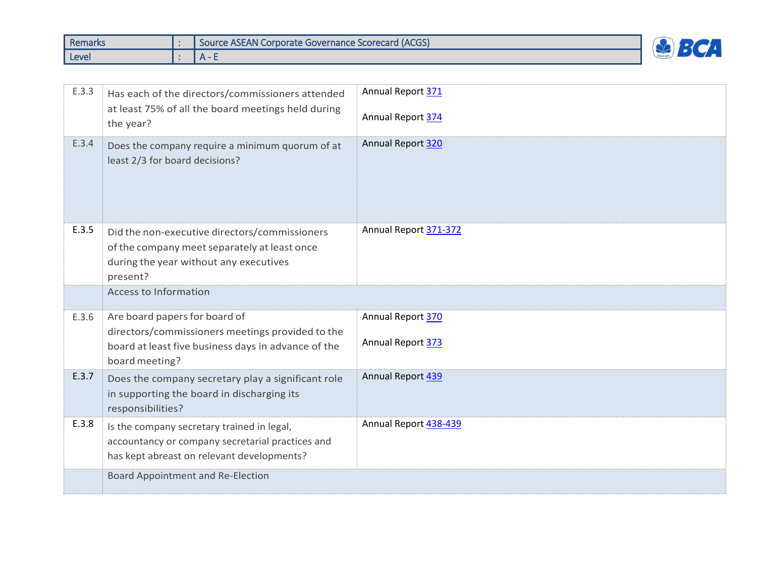| Remarks | : | Source ASEAN Corporate Governance Scorecard (ACGS) |
|---|---|---|
| Level | : | A - E |

| | | |
|---|---|---|
| E.3.3 | Has each of the directors/commissioners attended at least 75% of all the board meetings held during the year? | Annual Report 371<br><br>Annual Report 374 |
| E.3.4 | Does the company require a minimum quorum of at least 2/3 for board decisions? | Annual Report 320 |
| E.3.5 | Did the non-executive directors/commissioners of the company meet separately at least once during the year without any executives present? | Annual Report 371-372 |
| | Access to Information | |
| E.3.6 | Are board papers for board of directors/commissioners meetings provided to the board at least five business days in advance of the board meeting? | Annual Report 370<br><br>Annual Report 373 |
| E.3.7 | Does the company secretary play a significant role in supporting the board in discharging its responsibilities? | Annual Report 439 |
| E.3.8 | Is the company secretary trained in legal, accountancy or company secretarial practices and has kept abreast on relevant developments? | Annual Report 438-439 |
| | Board Appointment and Re-Election | |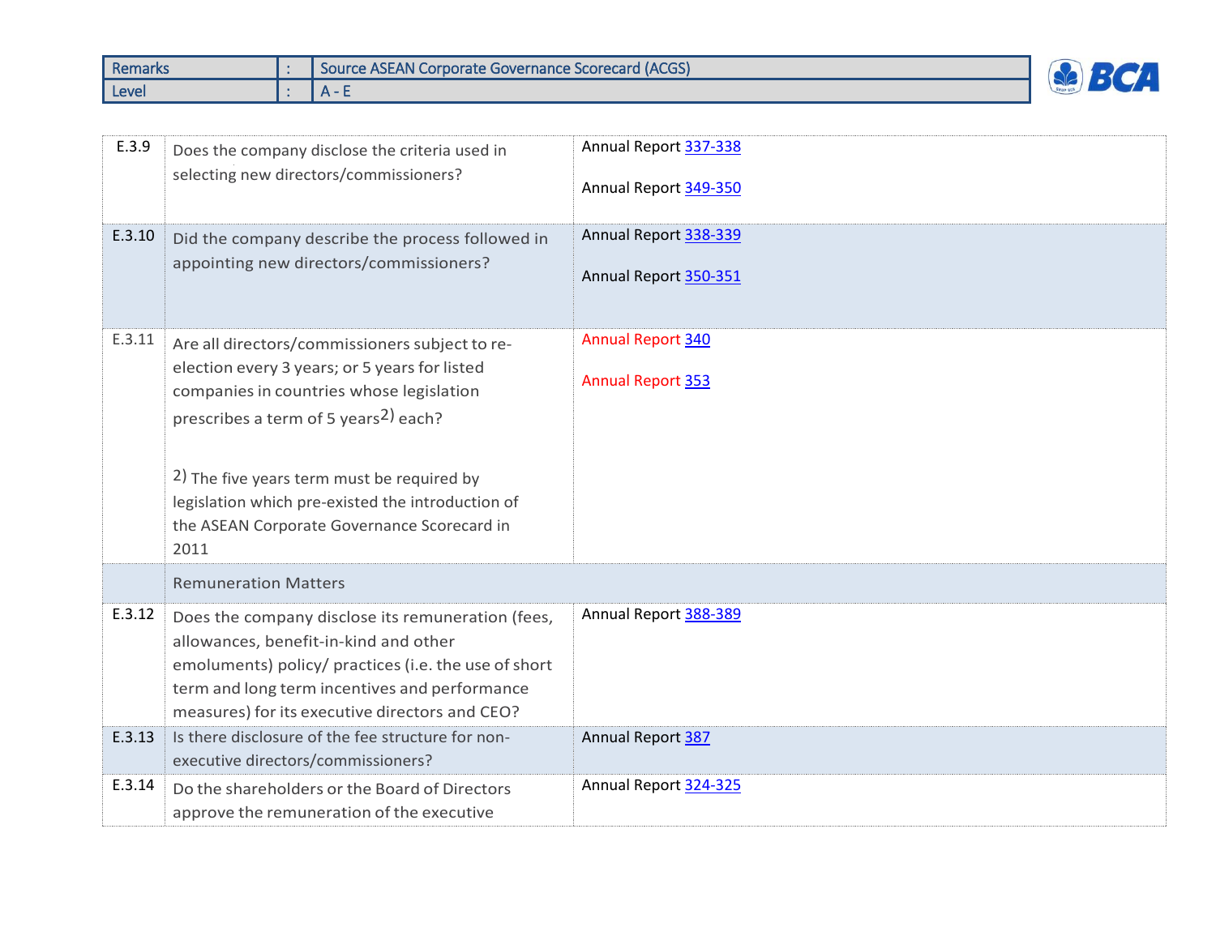| Remarks | : | Source ASEAN Corporate Governance Scorecard (ACGS) |
|---|---|---|
| Level | : | A - E |

| | | |
|---|---|---|
| E.3.9 | Does the company disclose the criteria used in selecting new directors/commissioners? | Annual Report 337-338<br><br>Annual Report 349-350 |
| E.3.10 | Did the company describe the process followed in appointing new directors/commissioners? | Annual Report 338-339<br><br>Annual Report 350-351 |
| E.3.11 | Are all directors/commissioners subject to re-election every 3 years; or 5 years for listed companies in countries whose legislation prescribes a term of 5 years[2] each?<br><br>2) The five years term must be required by legislation which pre-existed the introduction of the ASEAN Corporate Governance Scorecard in 2011 | Annual Report 340<br><br>Annual Report 353 |
| | Remuneration Matters | |
| E.3.12 | Does the company disclose its remuneration (fees, allowances, benefit-in-kind and other emoluments) policy/ practices (i.e. the use of short term and long term incentives and performance measures) for its executive directors and CEO? | Annual Report 388-389 |
| E.3.13 | Is there disclosure of the fee structure for non-executive directors/commissioners? | Annual Report 387 |
| E.3.14 | Do the shareholders or the Board of Directors approve the remuneration of the executive | Annual Report 324-325 |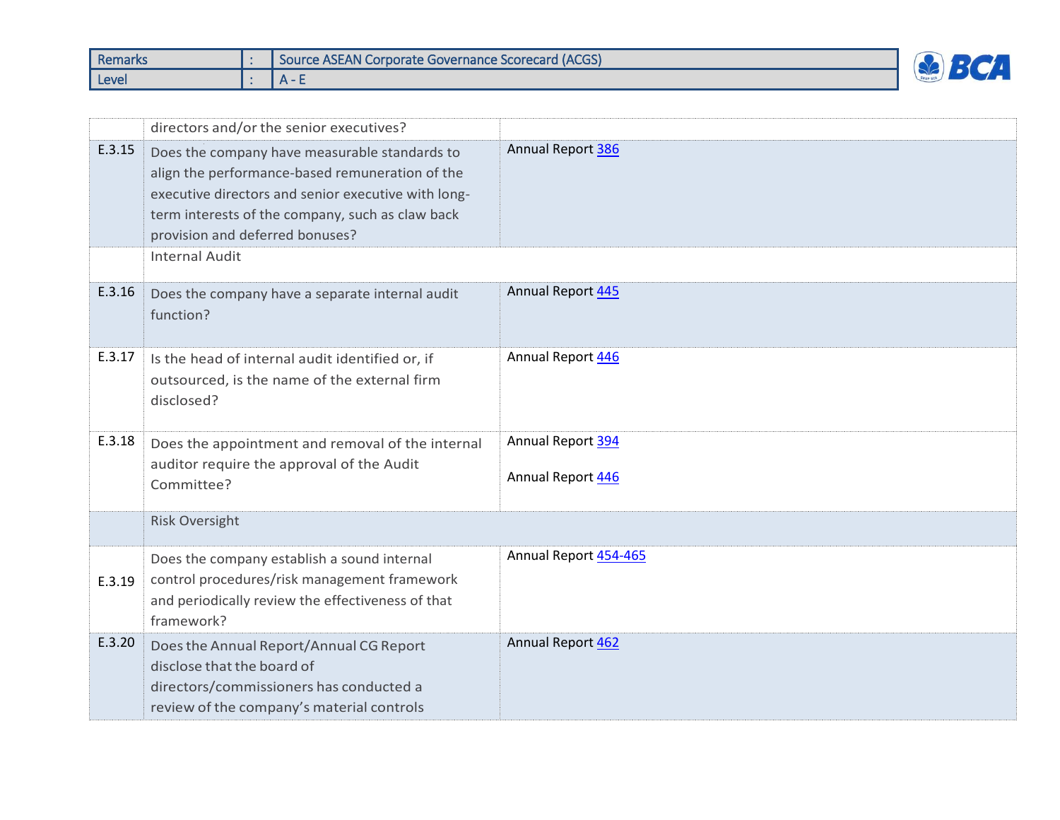| Remarks | : | Source ASEAN Corporate Governance Scorecard (ACGS) |
|---|---|---|
| Level | : | A - E |

| | | |
|---|---|---|
| | directors and/or the senior executives? | |
| E.3.15 | Does the company have measurable standards to align the performance-based remuneration of the executive directors and senior executive with long-term interests of the company, such as claw back provision and deferred bonuses? | Annual Report 386 |
| | Internal Audit | |
| E.3.16 | Does the company have a separate internal audit function? | Annual Report 445 |
| E.3.17 | Is the head of internal audit identified or, if outsourced, is the name of the external firm disclosed? | Annual Report 446 |
| E.3.18 | Does the appointment and removal of the internal auditor require the approval of the Audit Committee? | Annual Report 394<br><br>Annual Report 446 |
| | Risk Oversight | |
| E.3.19 | Does the company establish a sound internal control procedures/risk management framework and periodically review the effectiveness of that framework? | Annual Report 454-465 |
| E.3.20 | Does the Annual Report/Annual CG Report disclose that the board of directors/commissioners has conducted a review of the company's material controls | Annual Report 462 |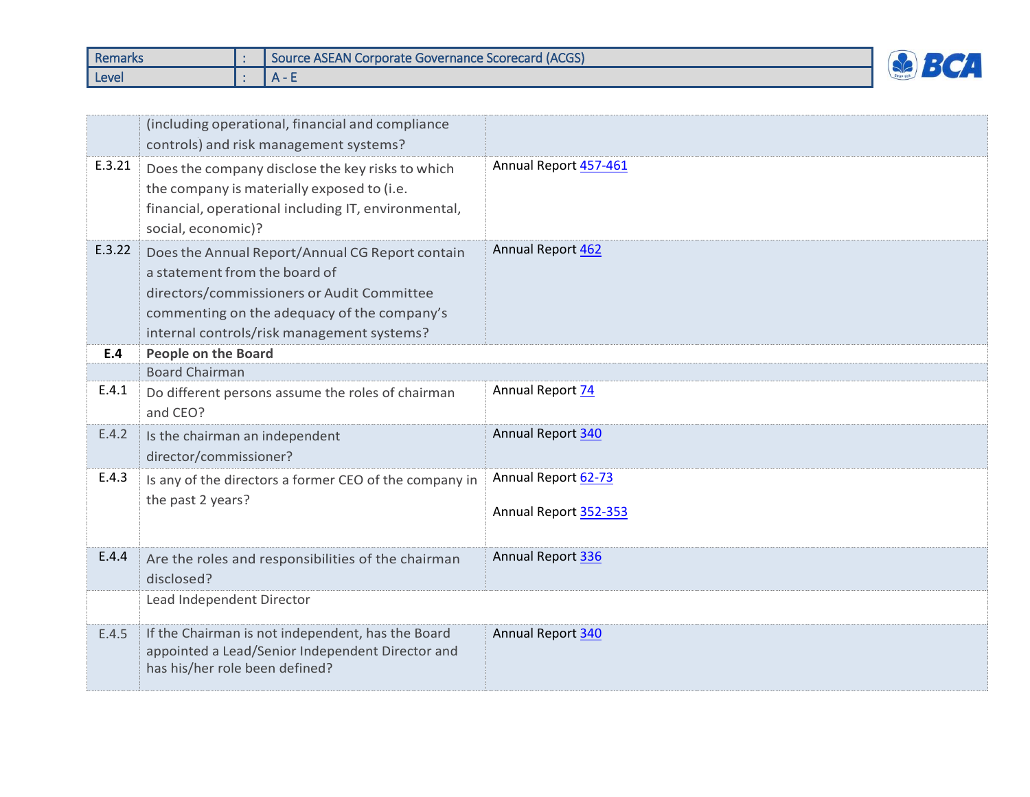| Remarks | : | Source ASEAN Corporate Governance Scorecard (ACGS) |
|---|---|---|
| Level | : | A - E |

| | | |
|---|---|---|
| | (including operational, financial and compliance controls) and risk management systems? | |
| E.3.21 | Does the company disclose the key risks to which the company is materially exposed to (i.e. financial, operational including IT, environmental, social, economic)? | Annual Report 457-461 |
| E.3.22 | Does the Annual Report/Annual CG Report contain a statement from the board of directors/commissioners or Audit Committee commenting on the adequacy of the company's internal controls/risk management systems? | Annual Report 462 |
| **E.4** | **People on the Board** | |
| | Board Chairman | |
| E.4.1 | Do different persons assume the roles of chairman and CEO? | Annual Report 74 |
| E.4.2 | Is the chairman an independent director/commissioner? | Annual Report 340 |
| E.4.3 | Is any of the directors a former CEO of the company in the past 2 years? | Annual Report 62-73<br><br>Annual Report 352-353 |
| E.4.4 | Are the roles and responsibilities of the chairman disclosed? | Annual Report 336 |
| | Lead Independent Director | |
| E.4.5 | If the Chairman is not independent, has the Board appointed a Lead/Senior Independent Director and has his/her role been defined? | Annual Report 340 |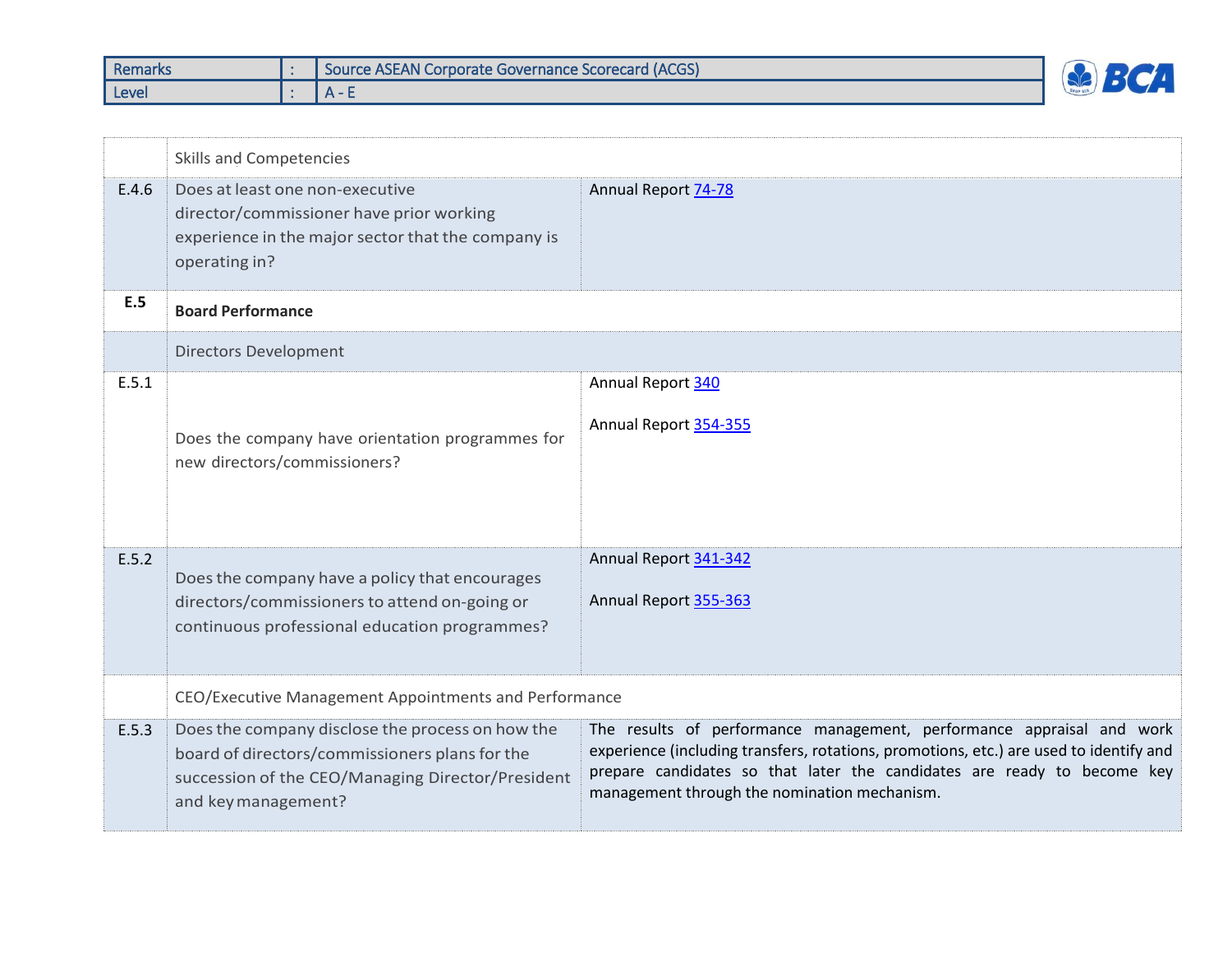| Remarks | : | Source ASEAN Corporate Governance Scorecard (ACGS) |
|---|---|---|
| Level | : | A - E |

| | | |
|---|---|---|
| | Skills and Competencies | |
| E.4.6 | Does at least one non-executive director/commissioner have prior working experience in the major sector that the company is operating in? | Annual Report 74-78 |
| **E.5** | **Board Performance** | |
| | Directors Development | |
| E.5.1 | Does the company have orientation programmes for new directors/commissioners? | Annual Report 340<br><br>Annual Report 354-355 |
| E.5.2 | Does the company have a policy that encourages directors/commissioners to attend on-going or continuous professional education programmes? | Annual Report 341-342<br><br>Annual Report 355-363 |
| | CEO/Executive Management Appointments and Performance | |
| E.5.3 | Does the company disclose the process on how the board of directors/commissioners plans for the succession of the CEO/Managing Director/President and key management? | The results of performance management, performance appraisal and work experience (including transfers, rotations, promotions, etc.) are used to identify and prepare candidates so that later the candidates are ready to become key management through the nomination mechanism. |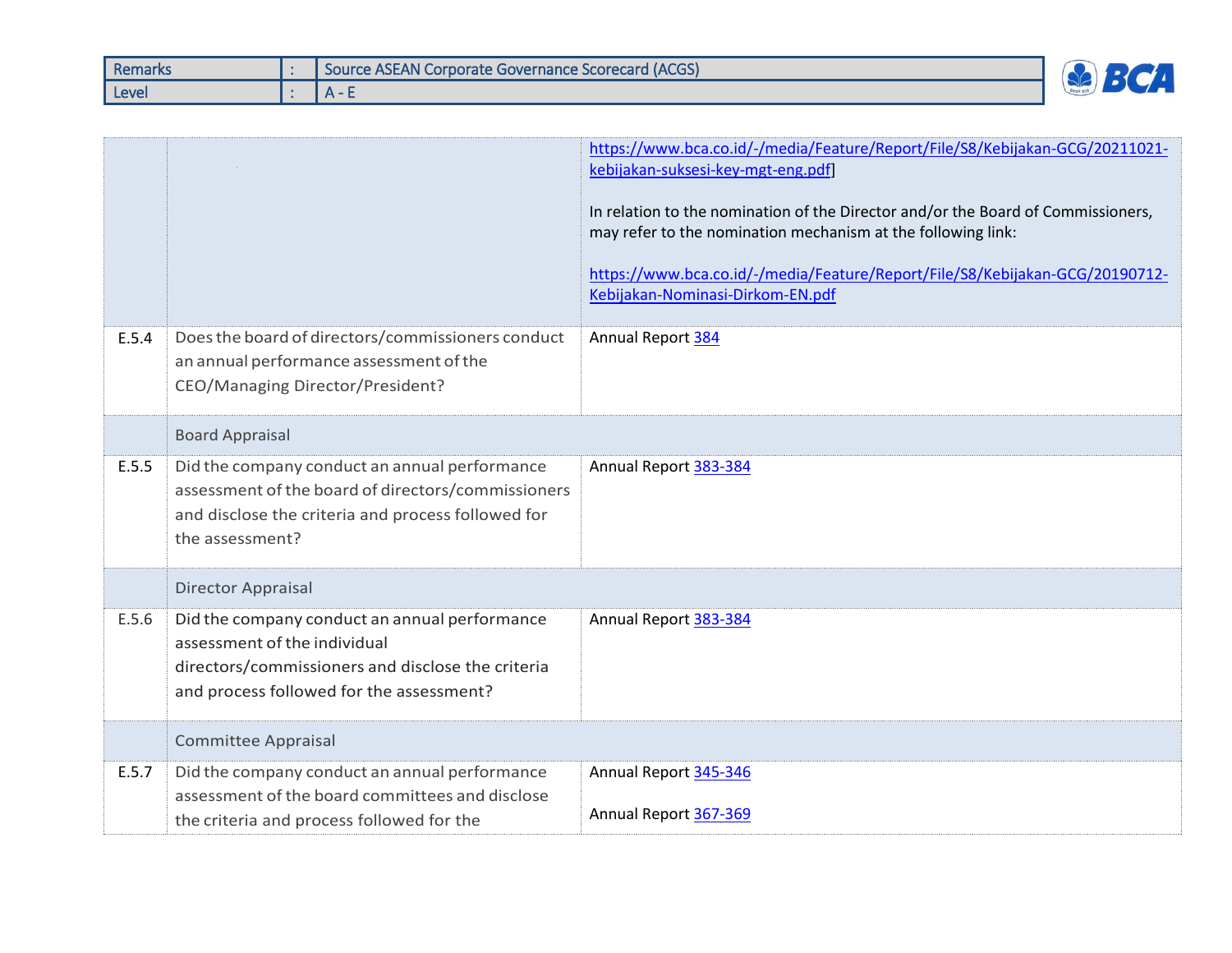| Remarks | : | Source ASEAN Corporate Governance Scorecard (ACGS) |
|---|---|---|
| Level | : | A - E |

| | | |
|---|---|---|
| | | https://www.bca.co.id/-/media/Feature/Report/File/S8/Kebijakan-GCG/20211021-kebijakan-suksesi-key-mgt-eng.pdf]<br><br>In relation to the nomination of the Director and/or the Board of Commissioners, may refer to the nomination mechanism at the following link:<br><br>https://www.bca.co.id/-/media/Feature/Report/File/S8/Kebijakan-GCG/20190712-Kebijakan-Nominasi-Dirkom-EN.pdf |
| E.5.4 | Does the board of directors/commissioners conduct an annual performance assessment of the CEO/Managing Director/President? | Annual Report 384 |
| | Board Appraisal | |
| E.5.5 | Did the company conduct an annual performance assessment of the board of directors/commissioners and disclose the criteria and process followed for the assessment? | Annual Report 383-384 |
| | Director Appraisal | |
| E.5.6 | Did the company conduct an annual performance assessment of the individual directors/commissioners and disclose the criteria and process followed for the assessment? | Annual Report 383-384 |
| | Committee Appraisal | |
| E.5.7 | Did the company conduct an annual performance assessment of the board committees and disclose the criteria and process followed for the | Annual Report 345-346<br><br>Annual Report 367-369 |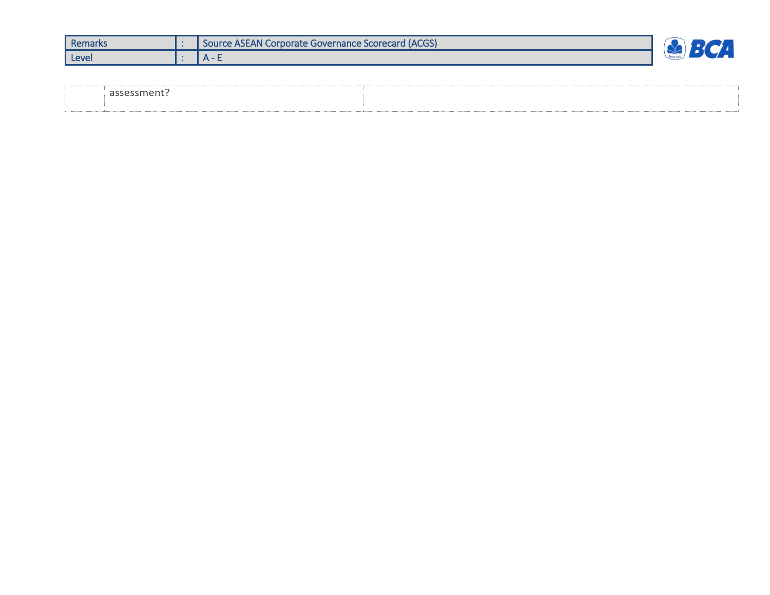| | | |
|---|---|---|
| | assessment? | |